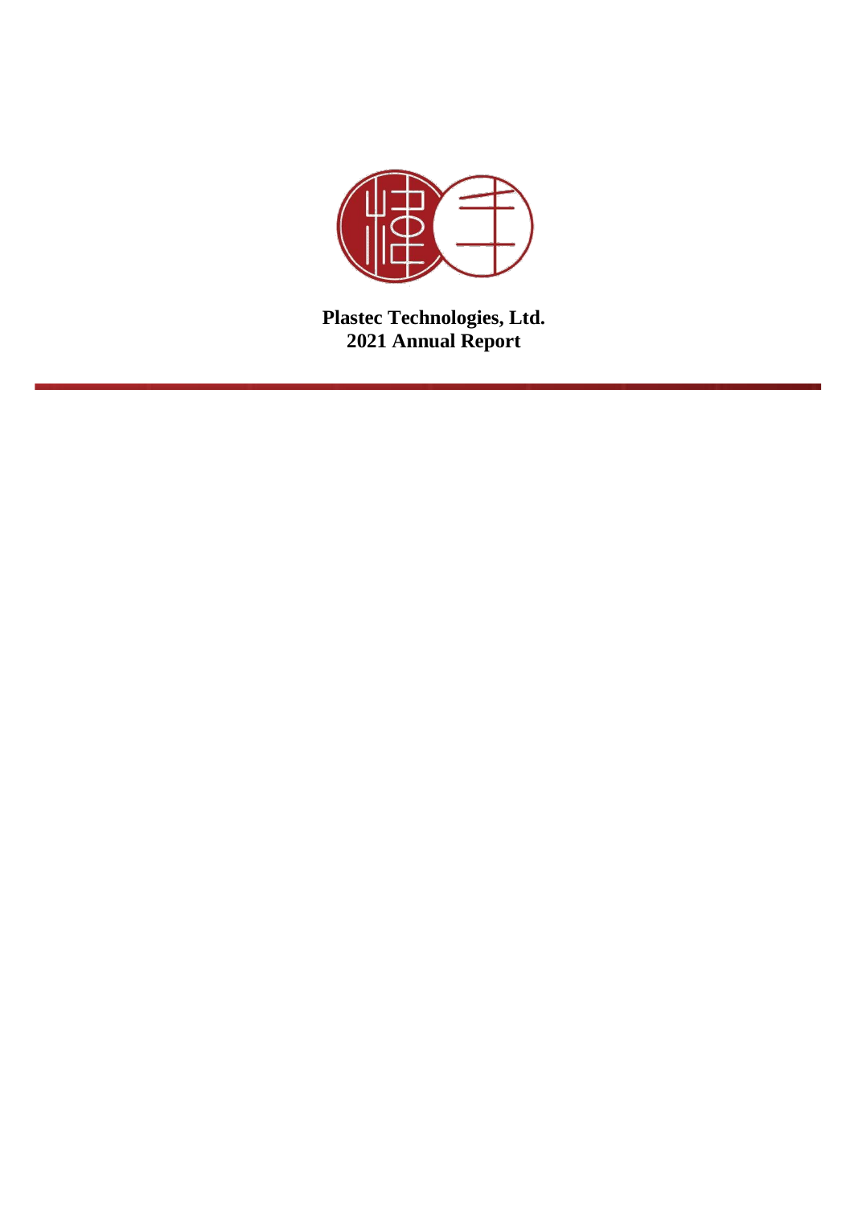**Plastec Technologies, Ltd.**
**2021 Annual Report**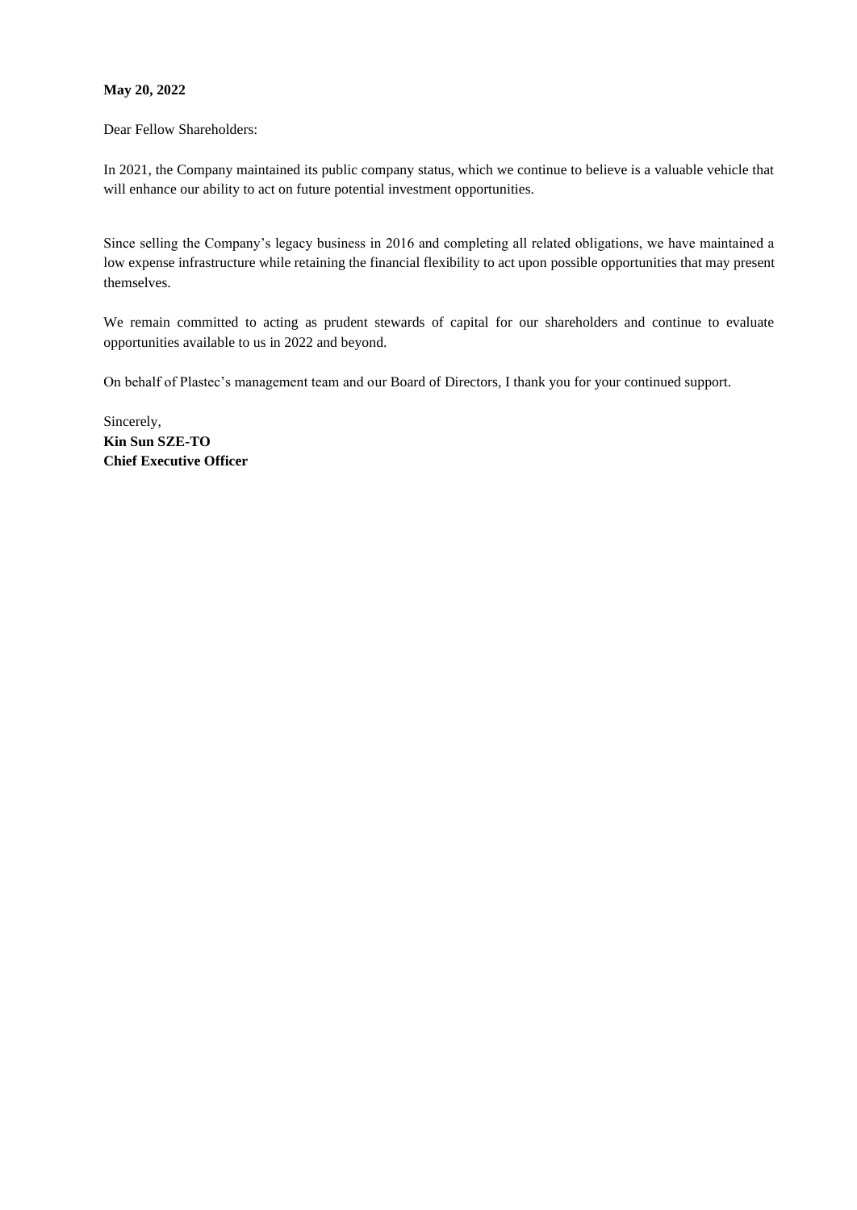**May 20, 2022**

Dear Fellow Shareholders:

In 2021, the Company maintained its public company status, which we continue to believe is a valuable vehicle that will enhance our ability to act on future potential investment opportunities.

Since selling the Company's legacy business in 2016 and completing all related obligations, we have maintained a low expense infrastructure while retaining the financial flexibility to act upon possible opportunities that may present themselves.

We remain committed to acting as prudent stewards of capital for our shareholders and continue to evaluate opportunities available to us in 2022 and beyond.

On behalf of Plastec's management team and our Board of Directors, I thank you for your continued support.

Sincerely,  
**Kin Sun SZE-TO**  
**Chief Executive Officer**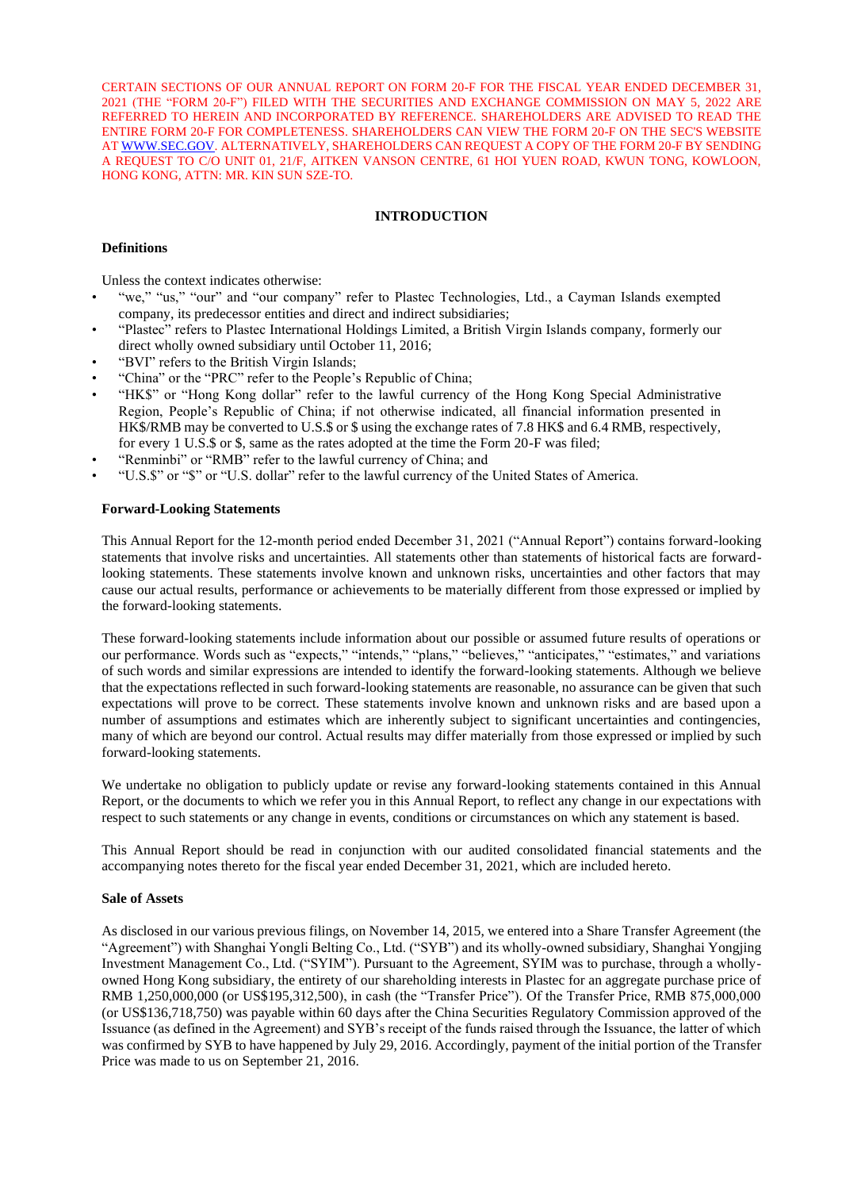CERTAIN SECTIONS OF OUR ANNUAL REPORT ON FORM 20-F FOR THE FISCAL YEAR ENDED DECEMBER 31, 2021 (THE "FORM 20-F") FILED WITH THE SECURITIES AND EXCHANGE COMMISSION ON MAY 5, 2022 ARE REFERRED TO HEREIN AND INCORPORATED BY REFERENCE. SHAREHOLDERS ARE ADVISED TO READ THE ENTIRE FORM 20-F FOR COMPLETENESS. SHAREHOLDERS CAN VIEW THE FORM 20-F ON THE SEC'S WEBSITE AT WWW.SEC.GOV. ALTERNATIVELY, SHAREHOLDERS CAN REQUEST A COPY OF THE FORM 20-F BY SENDING A REQUEST TO C/O UNIT 01, 21/F, AITKEN VANSON CENTRE, 61 HOI YUEN ROAD, KWUN TONG, KOWLOON, HONG KONG, ATTN: MR. KIN SUN SZE-TO.

## INTRODUCTION

### Definitions

Unless the context indicates otherwise:

- "we," "us," "our" and "our company" refer to Plastec Technologies, Ltd., a Cayman Islands exempted company, its predecessor entities and direct and indirect subsidiaries;
- "Plastec" refers to Plastec International Holdings Limited, a British Virgin Islands company, formerly our direct wholly owned subsidiary until October 11, 2016;
- "BVI" refers to the British Virgin Islands;
- "China" or the "PRC" refer to the People's Republic of China;
- "HK$" or "Hong Kong dollar" refer to the lawful currency of the Hong Kong Special Administrative Region, People's Republic of China; if not otherwise indicated, all financial information presented in HK$/RMB may be converted to U.S.$ or $ using the exchange rates of 7.8 HK$ and 6.4 RMB, respectively, for every 1 U.S.$ or $, same as the rates adopted at the time the Form 20-F was filed;
- "Renminbi" or "RMB" refer to the lawful currency of China; and
- "U.S.$" or "$" or "U.S. dollar" refer to the lawful currency of the United States of America.

### Forward-Looking Statements

This Annual Report for the 12-month period ended December 31, 2021 ("Annual Report") contains forward-looking statements that involve risks and uncertainties. All statements other than statements of historical facts are forward-looking statements. These statements involve known and unknown risks, uncertainties and other factors that may cause our actual results, performance or achievements to be materially different from those expressed or implied by the forward-looking statements.

These forward-looking statements include information about our possible or assumed future results of operations or our performance. Words such as "expects," "intends," "plans," "believes," "anticipates," "estimates," and variations of such words and similar expressions are intended to identify the forward-looking statements. Although we believe that the expectations reflected in such forward-looking statements are reasonable, no assurance can be given that such expectations will prove to be correct. These statements involve known and unknown risks and are based upon a number of assumptions and estimates which are inherently subject to significant uncertainties and contingencies, many of which are beyond our control. Actual results may differ materially from those expressed or implied by such forward-looking statements.

We undertake no obligation to publicly update or revise any forward-looking statements contained in this Annual Report, or the documents to which we refer you in this Annual Report, to reflect any change in our expectations with respect to such statements or any change in events, conditions or circumstances on which any statement is based.

This Annual Report should be read in conjunction with our audited consolidated financial statements and the accompanying notes thereto for the fiscal year ended December 31, 2021, which are included hereto.

### Sale of Assets

As disclosed in our various previous filings, on November 14, 2015, we entered into a Share Transfer Agreement (the "Agreement") with Shanghai Yongli Belting Co., Ltd. ("SYB") and its wholly-owned subsidiary, Shanghai Yongjing Investment Management Co., Ltd. ("SYIM"). Pursuant to the Agreement, SYIM was to purchase, through a wholly-owned Hong Kong subsidiary, the entirety of our shareholding interests in Plastec for an aggregate purchase price of RMB 1,250,000,000 (or US$195,312,500), in cash (the "Transfer Price"). Of the Transfer Price, RMB 875,000,000 (or US$136,718,750) was payable within 60 days after the China Securities Regulatory Commission approved of the Issuance (as defined in the Agreement) and SYB's receipt of the funds raised through the Issuance, the latter of which was confirmed by SYB to have happened by July 29, 2016. Accordingly, payment of the initial portion of the Transfer Price was made to us on September 21, 2016.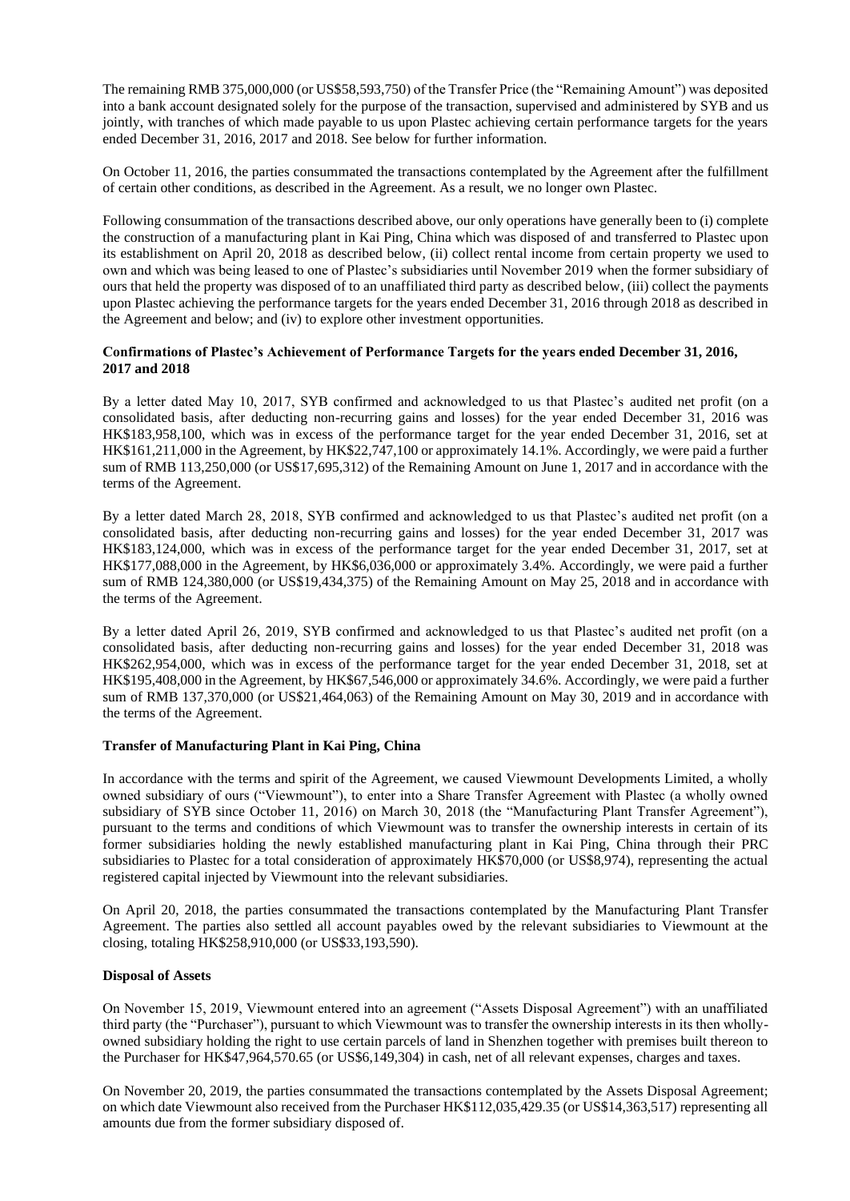The remaining RMB 375,000,000 (or US$58,593,750) of the Transfer Price (the "Remaining Amount") was deposited into a bank account designated solely for the purpose of the transaction, supervised and administered by SYB and us jointly, with tranches of which made payable to us upon Plastec achieving certain performance targets for the years ended December 31, 2016, 2017 and 2018. See below for further information.

On October 11, 2016, the parties consummated the transactions contemplated by the Agreement after the fulfillment of certain other conditions, as described in the Agreement. As a result, we no longer own Plastec.

Following consummation of the transactions described above, our only operations have generally been to (i) complete the construction of a manufacturing plant in Kai Ping, China which was disposed of and transferred to Plastec upon its establishment on April 20, 2018 as described below, (ii) collect rental income from certain property we used to own and which was being leased to one of Plastec's subsidiaries until November 2019 when the former subsidiary of ours that held the property was disposed of to an unaffiliated third party as described below, (iii) collect the payments upon Plastec achieving the performance targets for the years ended December 31, 2016 through 2018 as described in the Agreement and below; and (iv) to explore other investment opportunities.

**Confirmations of Plastec's Achievement of Performance Targets for the years ended December 31, 2016, 2017 and 2018**

By a letter dated May 10, 2017, SYB confirmed and acknowledged to us that Plastec's audited net profit (on a consolidated basis, after deducting non-recurring gains and losses) for the year ended December 31, 2016 was HK$183,958,100, which was in excess of the performance target for the year ended December 31, 2016, set at HK$161,211,000 in the Agreement, by HK$22,747,100 or approximately 14.1%. Accordingly, we were paid a further sum of RMB 113,250,000 (or US$17,695,312) of the Remaining Amount on June 1, 2017 and in accordance with the terms of the Agreement.

By a letter dated March 28, 2018, SYB confirmed and acknowledged to us that Plastec's audited net profit (on a consolidated basis, after deducting non-recurring gains and losses) for the year ended December 31, 2017 was HK$183,124,000, which was in excess of the performance target for the year ended December 31, 2017, set at HK$177,088,000 in the Agreement, by HK$6,036,000 or approximately 3.4%. Accordingly, we were paid a further sum of RMB 124,380,000 (or US$19,434,375) of the Remaining Amount on May 25, 2018 and in accordance with the terms of the Agreement.

By a letter dated April 26, 2019, SYB confirmed and acknowledged to us that Plastec's audited net profit (on a consolidated basis, after deducting non-recurring gains and losses) for the year ended December 31, 2018 was HK$262,954,000, which was in excess of the performance target for the year ended December 31, 2018, set at HK$195,408,000 in the Agreement, by HK$67,546,000 or approximately 34.6%. Accordingly, we were paid a further sum of RMB 137,370,000 (or US$21,464,063) of the Remaining Amount on May 30, 2019 and in accordance with the terms of the Agreement.

**Transfer of Manufacturing Plant in Kai Ping, China**

In accordance with the terms and spirit of the Agreement, we caused Viewmount Developments Limited, a wholly owned subsidiary of ours ("Viewmount"), to enter into a Share Transfer Agreement with Plastec (a wholly owned subsidiary of SYB since October 11, 2016) on March 30, 2018 (the "Manufacturing Plant Transfer Agreement"), pursuant to the terms and conditions of which Viewmount was to transfer the ownership interests in certain of its former subsidiaries holding the newly established manufacturing plant in Kai Ping, China through their PRC subsidiaries to Plastec for a total consideration of approximately HK$70,000 (or US$8,974), representing the actual registered capital injected by Viewmount into the relevant subsidiaries.

On April 20, 2018, the parties consummated the transactions contemplated by the Manufacturing Plant Transfer Agreement. The parties also settled all account payables owed by the relevant subsidiaries to Viewmount at the closing, totaling HK$258,910,000 (or US$33,193,590).

**Disposal of Assets**

On November 15, 2019, Viewmount entered into an agreement ("Assets Disposal Agreement") with an unaffiliated third party (the "Purchaser"), pursuant to which Viewmount was to transfer the ownership interests in its then wholly-owned subsidiary holding the right to use certain parcels of land in Shenzhen together with premises built thereon to the Purchaser for HK$47,964,570.65 (or US$6,149,304) in cash, net of all relevant expenses, charges and taxes.

On November 20, 2019, the parties consummated the transactions contemplated by the Assets Disposal Agreement; on which date Viewmount also received from the Purchaser HK$112,035,429.35 (or US$14,363,517) representing all amounts due from the former subsidiary disposed of.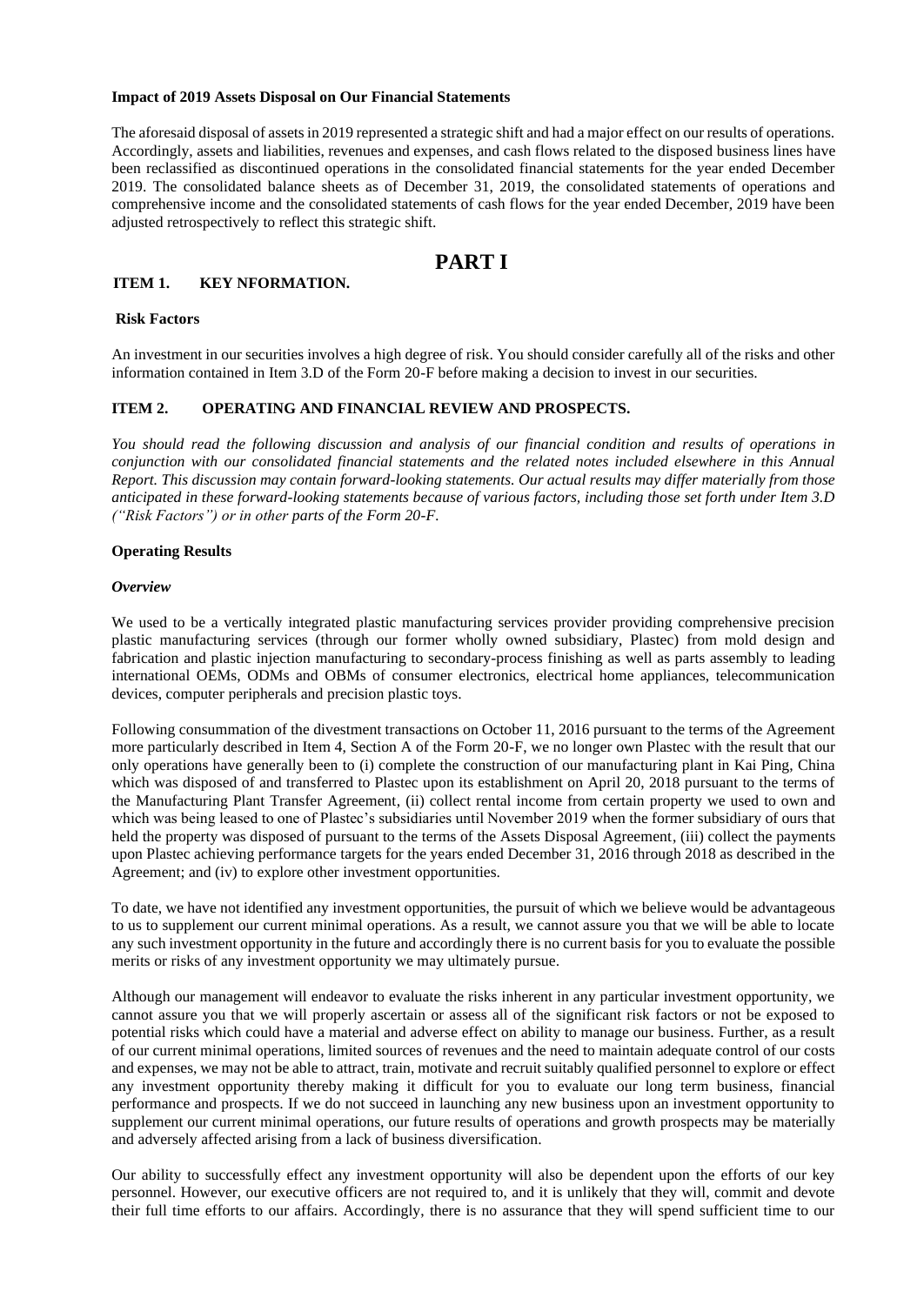**Impact of 2019 Assets Disposal on Our Financial Statements**

The aforesaid disposal of assets in 2019 represented a strategic shift and had a major effect on our results of operations. Accordingly, assets and liabilities, revenues and expenses, and cash flows related to the disposed business lines have been reclassified as discontinued operations in the consolidated financial statements for the year ended December 2019. The consolidated balance sheets as of December 31, 2019, the consolidated statements of operations and comprehensive income and the consolidated statements of cash flows for the year ended December, 2019 have been adjusted retrospectively to reflect this strategic shift.

# PART I

## ITEM 1. KEY NFORMATION.

### Risk Factors

An investment in our securities involves a high degree of risk. You should consider carefully all of the risks and other information contained in Item 3.D of the Form 20-F before making a decision to invest in our securities.

## ITEM 2. OPERATING AND FINANCIAL REVIEW AND PROSPECTS.

*You should read the following discussion and analysis of our financial condition and results of operations in conjunction with our consolidated financial statements and the related notes included elsewhere in this Annual Report. This discussion may contain forward-looking statements. Our actual results may differ materially from those anticipated in these forward-looking statements because of various factors, including those set forth under Item 3.D ("Risk Factors") or in other parts of the Form 20-F.*

### Operating Results

***Overview***

We used to be a vertically integrated plastic manufacturing services provider providing comprehensive precision plastic manufacturing services (through our former wholly owned subsidiary, Plastec) from mold design and fabrication and plastic injection manufacturing to secondary-process finishing as well as parts assembly to leading international OEMs, ODMs and OBMs of consumer electronics, electrical home appliances, telecommunication devices, computer peripherals and precision plastic toys.

Following consummation of the divestment transactions on October 11, 2016 pursuant to the terms of the Agreement more particularly described in Item 4, Section A of the Form 20-F, we no longer own Plastec with the result that our only operations have generally been to (i) complete the construction of our manufacturing plant in Kai Ping, China which was disposed of and transferred to Plastec upon its establishment on April 20, 2018 pursuant to the terms of the Manufacturing Plant Transfer Agreement, (ii) collect rental income from certain property we used to own and which was being leased to one of Plastec's subsidiaries until November 2019 when the former subsidiary of ours that held the property was disposed of pursuant to the terms of the Assets Disposal Agreement, (iii) collect the payments upon Plastec achieving performance targets for the years ended December 31, 2016 through 2018 as described in the Agreement; and (iv) to explore other investment opportunities.

To date, we have not identified any investment opportunities, the pursuit of which we believe would be advantageous to us to supplement our current minimal operations. As a result, we cannot assure you that we will be able to locate any such investment opportunity in the future and accordingly there is no current basis for you to evaluate the possible merits or risks of any investment opportunity we may ultimately pursue.

Although our management will endeavor to evaluate the risks inherent in any particular investment opportunity, we cannot assure you that we will properly ascertain or assess all of the significant risk factors or not be exposed to potential risks which could have a material and adverse effect on ability to manage our business. Further, as a result of our current minimal operations, limited sources of revenues and the need to maintain adequate control of our costs and expenses, we may not be able to attract, train, motivate and recruit suitably qualified personnel to explore or effect any investment opportunity thereby making it difficult for you to evaluate our long term business, financial performance and prospects. If we do not succeed in launching any new business upon an investment opportunity to supplement our current minimal operations, our future results of operations and growth prospects may be materially and adversely affected arising from a lack of business diversification.

Our ability to successfully effect any investment opportunity will also be dependent upon the efforts of our key personnel. However, our executive officers are not required to, and it is unlikely that they will, commit and devote their full time efforts to our affairs. Accordingly, there is no assurance that they will spend sufficient time to our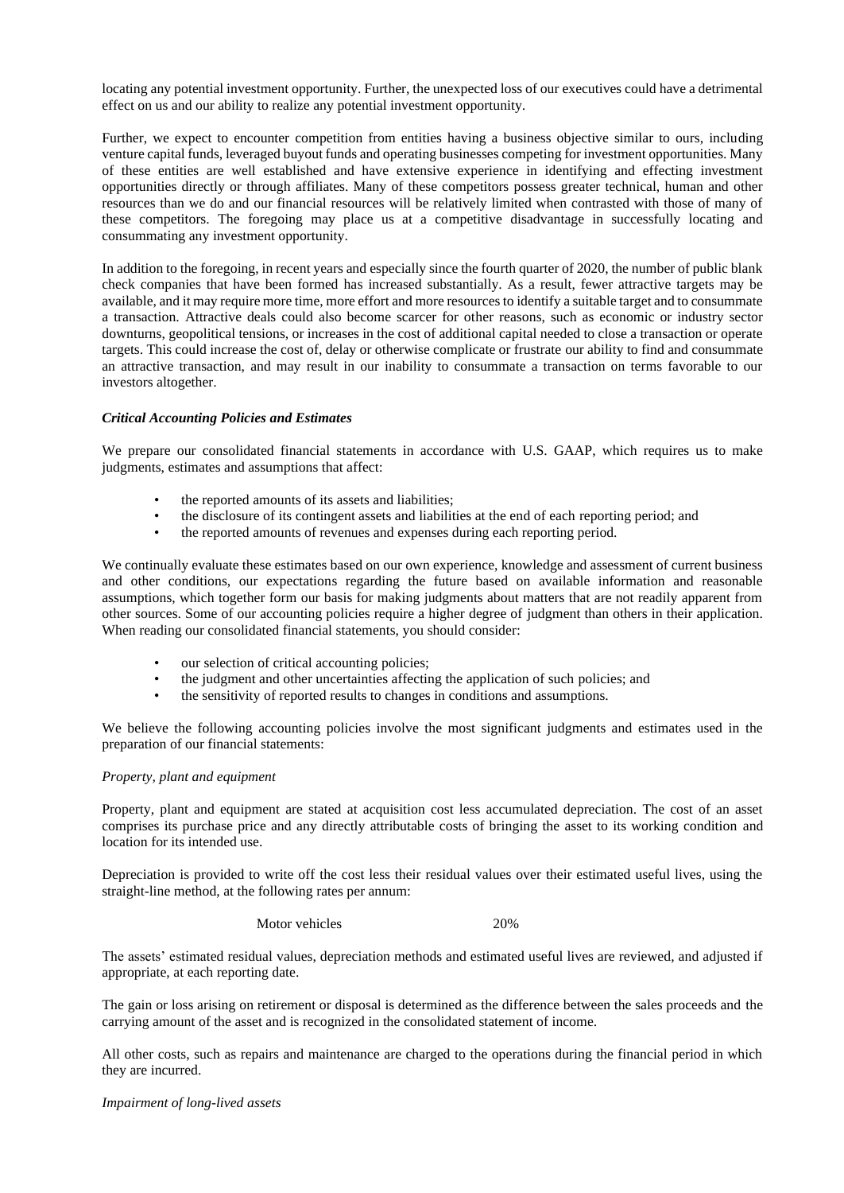locating any potential investment opportunity. Further, the unexpected loss of our executives could have a detrimental effect on us and our ability to realize any potential investment opportunity.

Further, we expect to encounter competition from entities having a business objective similar to ours, including venture capital funds, leveraged buyout funds and operating businesses competing for investment opportunities. Many of these entities are well established and have extensive experience in identifying and effecting investment opportunities directly or through affiliates. Many of these competitors possess greater technical, human and other resources than we do and our financial resources will be relatively limited when contrasted with those of many of these competitors. The foregoing may place us at a competitive disadvantage in successfully locating and consummating any investment opportunity.

In addition to the foregoing, in recent years and especially since the fourth quarter of 2020, the number of public blank check companies that have been formed has increased substantially. As a result, fewer attractive targets may be available, and it may require more time, more effort and more resources to identify a suitable target and to consummate a transaction. Attractive deals could also become scarcer for other reasons, such as economic or industry sector downturns, geopolitical tensions, or increases in the cost of additional capital needed to close a transaction or operate targets. This could increase the cost of, delay or otherwise complicate or frustrate our ability to find and consummate an attractive transaction, and may result in our inability to consummate a transaction on terms favorable to our investors altogether.

***Critical Accounting Policies and Estimates***

We prepare our consolidated financial statements in accordance with U.S. GAAP, which requires us to make judgments, estimates and assumptions that affect:

- the reported amounts of its assets and liabilities;
- the disclosure of its contingent assets and liabilities at the end of each reporting period; and
- the reported amounts of revenues and expenses during each reporting period.

We continually evaluate these estimates based on our own experience, knowledge and assessment of current business and other conditions, our expectations regarding the future based on available information and reasonable assumptions, which together form our basis for making judgments about matters that are not readily apparent from other sources. Some of our accounting policies require a higher degree of judgment than others in their application. When reading our consolidated financial statements, you should consider:

- our selection of critical accounting policies;
- the judgment and other uncertainties affecting the application of such policies; and
- the sensitivity of reported results to changes in conditions and assumptions.

We believe the following accounting policies involve the most significant judgments and estimates used in the preparation of our financial statements:

*Property, plant and equipment*

Property, plant and equipment are stated at acquisition cost less accumulated depreciation. The cost of an asset comprises its purchase price and any directly attributable costs of bringing the asset to its working condition and location for its intended use.

Depreciation is provided to write off the cost less their residual values over their estimated useful lives, using the straight-line method, at the following rates per annum:

| | |
|---|---|
| Motor vehicles | 20% |

The assets' estimated residual values, depreciation methods and estimated useful lives are reviewed, and adjusted if appropriate, at each reporting date.

The gain or loss arising on retirement or disposal is determined as the difference between the sales proceeds and the carrying amount of the asset and is recognized in the consolidated statement of income.

All other costs, such as repairs and maintenance are charged to the operations during the financial period in which they are incurred.

*Impairment of long-lived assets*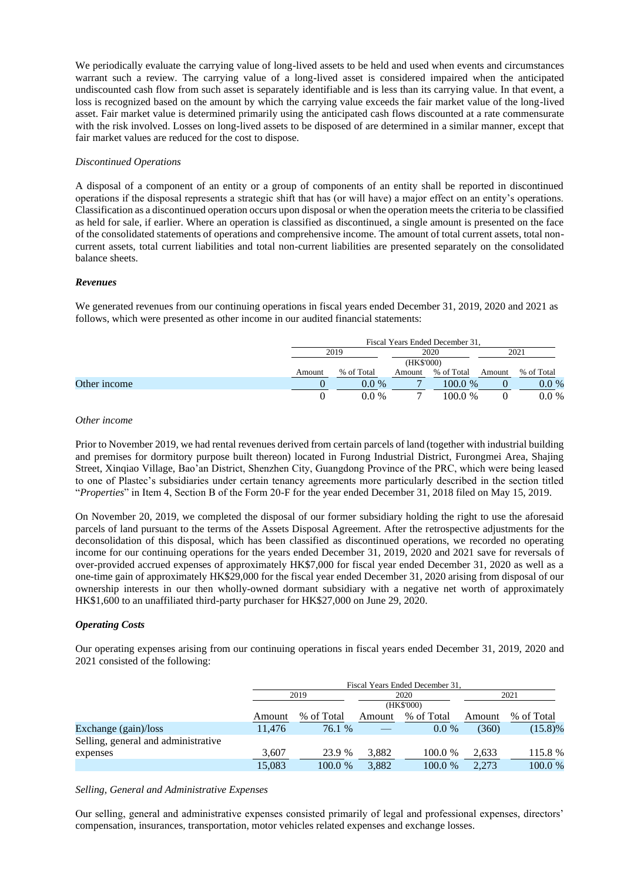We periodically evaluate the carrying value of long-lived assets to be held and used when events and circumstances warrant such a review. The carrying value of a long-lived asset is considered impaired when the anticipated undiscounted cash flow from such asset is separately identifiable and is less than its carrying value. In that event, a loss is recognized based on the amount by which the carrying value exceeds the fair market value of the long-lived asset. Fair market value is determined primarily using the anticipated cash flows discounted at a rate commensurate with the risk involved. Losses on long-lived assets to be disposed of are determined in a similar manner, except that fair market values are reduced for the cost to dispose.

*Discontinued Operations*

A disposal of a component of an entity or a group of components of an entity shall be reported in discontinued operations if the disposal represents a strategic shift that has (or will have) a major effect on an entity's operations. Classification as a discontinued operation occurs upon disposal or when the operation meets the criteria to be classified as held for sale, if earlier. Where an operation is classified as discontinued, a single amount is presented on the face of the consolidated statements of operations and comprehensive income. The amount of total current assets, total non-current assets, total current liabilities and total non-current liabilities are presented separately on the consolidated balance sheets.

***Revenues***

We generated revenues from our continuing operations in fiscal years ended December 31, 2019, 2020 and 2021 as follows, which were presented as other income in our audited financial statements:

| | Fiscal Years Ended December 31, | | | | | |
|---|---|---|---|---|---|---|
| | 2019 | | 2020 | | 2021 | |
| | (HK$'000) | | | | | |
| | Amount | % of Total | Amount | % of Total | Amount | % of Total |
| Other income | 0 | 0.0 % | 7 | 100.0 % | 0 | 0.0 % |
| | 0 | 0.0 % | 7 | 100.0 % | 0 | 0.0 % |

*Other income*

Prior to November 2019, we had rental revenues derived from certain parcels of land (together with industrial building and premises for dormitory purpose built thereon) located in Furong Industrial District, Furongmei Area, Shajing Street, Xinqiao Village, Bao'an District, Shenzhen City, Guangdong Province of the PRC, which were being leased to one of Plastec's subsidiaries under certain tenancy agreements more particularly described in the section titled "*Properties*" in Item 4, Section B of the Form 20-F for the year ended December 31, 2018 filed on May 15, 2019.

On November 20, 2019, we completed the disposal of our former subsidiary holding the right to use the aforesaid parcels of land pursuant to the terms of the Assets Disposal Agreement. After the retrospective adjustments for the deconsolidation of this disposal, which has been classified as discontinued operations, we recorded no operating income for our continuing operations for the years ended December 31, 2019, 2020 and 2021 save for reversals of over-provided accrued expenses of approximately HK$7,000 for fiscal year ended December 31, 2020 as well as a one-time gain of approximately HK$29,000 for the fiscal year ended December 31, 2020 arising from disposal of our ownership interests in our then wholly-owned dormant subsidiary with a negative net worth of approximately HK$1,600 to an unaffiliated third-party purchaser for HK$27,000 on June 29, 2020.

***Operating Costs***

Our operating expenses arising from our continuing operations in fiscal years ended December 31, 2019, 2020 and 2021 consisted of the following:

| | Fiscal Years Ended December 31, | | | | | |
|---|---|---|---|---|---|---|
| | 2019 | | 2020 | | 2021 | |
| | (HK$'000) | | | | | |
| | Amount | % of Total | Amount | % of Total | Amount | % of Total |
| Exchange (gain)/loss | 11,476 | 76.1 % | — | 0.0 % | (360) | (15.8)% |
| Selling, general and administrative expenses | 3,607 | 23.9 % | 3,882 | 100.0 % | 2,633 | 115.8 % |
| | 15,083 | 100.0 % | 3,882 | 100.0 % | 2,273 | 100.0 % |

*Selling, General and Administrative Expenses*

Our selling, general and administrative expenses consisted primarily of legal and professional expenses, directors' compensation, insurances, transportation, motor vehicles related expenses and exchange losses.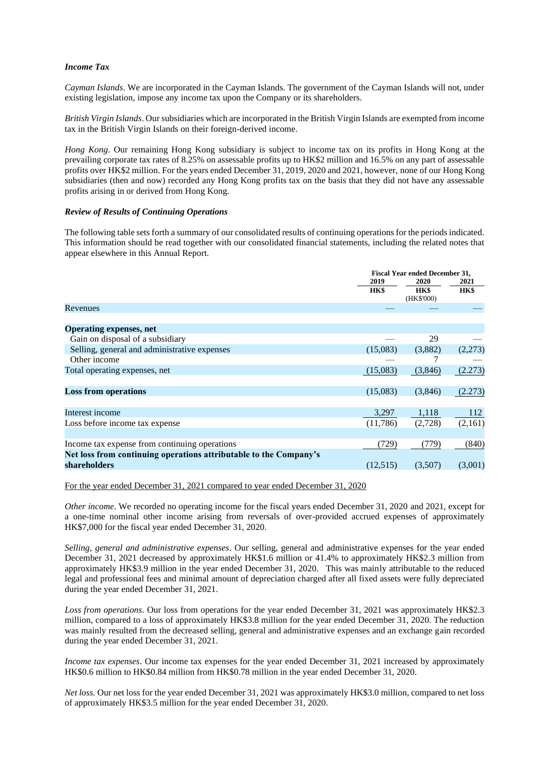***Income Tax***

*Cayman Islands*. We are incorporated in the Cayman Islands. The government of the Cayman Islands will not, under existing legislation, impose any income tax upon the Company or its shareholders.

*British Virgin Islands*. Our subsidiaries which are incorporated in the British Virgin Islands are exempted from income tax in the British Virgin Islands on their foreign-derived income.

*Hong Kong*. Our remaining Hong Kong subsidiary is subject to income tax on its profits in Hong Kong at the prevailing corporate tax rates of 8.25% on assessable profits up to HK$2 million and 16.5% on any part of assessable profits over HK$2 million. For the years ended December 31, 2019, 2020 and 2021, however, none of our Hong Kong subsidiaries (then and now) recorded any Hong Kong profits tax on the basis that they did not have any assessable profits arising in or derived from Hong Kong.

***Review of Results of Continuing Operations***

The following table sets forth a summary of our consolidated results of continuing operations for the periods indicated. This information should be read together with our consolidated financial statements, including the related notes that appear elsewhere in this Annual Report.

| | Fiscal Year ended December 31, | | |
|---|---|---|---|
| | 2019 | 2020 | 2021 |
| | HK$ | HK$ (HK$'000) | HK$ |
| Revenues | — | — | — |
| **Operating expenses, net** | | | |
| Gain on disposal of a subsidiary | — | 29 | — |
| Selling, general and administrative expenses | (15,083) | (3,882) | (2,273) |
| Other income | — | 7 | — |
| Total operating expenses, net | (15,083) | (3,846) | (2.273) |
| **Loss from operations** | (15,083) | (3,846) | (2.273) |
| Interest income | 3,297 | 1,118 | 112 |
| Loss before income tax expense | (11,786) | (2,728) | (2,161) |
| Income tax expense from continuing operations | (729) | (779) | (840) |
| **Net loss from continuing operations attributable to the Company's shareholders** | (12,515) | (3,507) | (3,001) |

For the year ended December 31, 2021 compared to year ended December 31, 2020

*Other income*. We recorded no operating income for the fiscal years ended December 31, 2020 and 2021, except for a one-time nominal other income arising from reversals of over-provided accrued expenses of approximately HK$7,000 for the fiscal year ended December 31, 2020.

*Selling, general and administrative expenses*. Our selling, general and administrative expenses for the year ended December 31, 2021 decreased by approximately HK$1.6 million or 41.4% to approximately HK$2.3 million from approximately HK$3.9 million in the year ended December 31, 2020. This was mainly attributable to the reduced legal and professional fees and minimal amount of depreciation charged after all fixed assets were fully depreciated during the year ended December 31, 2021.

*Loss from operations*. Our loss from operations for the year ended December 31, 2021 was approximately HK$2.3 million, compared to a loss of approximately HK$3.8 million for the year ended December 31, 2020. The reduction was mainly resulted from the decreased selling, general and administrative expenses and an exchange gain recorded during the year ended December 31, 2021.

*Income tax expenses*. Our income tax expenses for the year ended December 31, 2021 increased by approximately HK$0.6 million to HK$0.84 million from HK$0.78 million in the year ended December 31, 2020.

*Net loss.* Our net loss for the year ended December 31, 2021 was approximately HK$3.0 million, compared to net loss of approximately HK$3.5 million for the year ended December 31, 2020.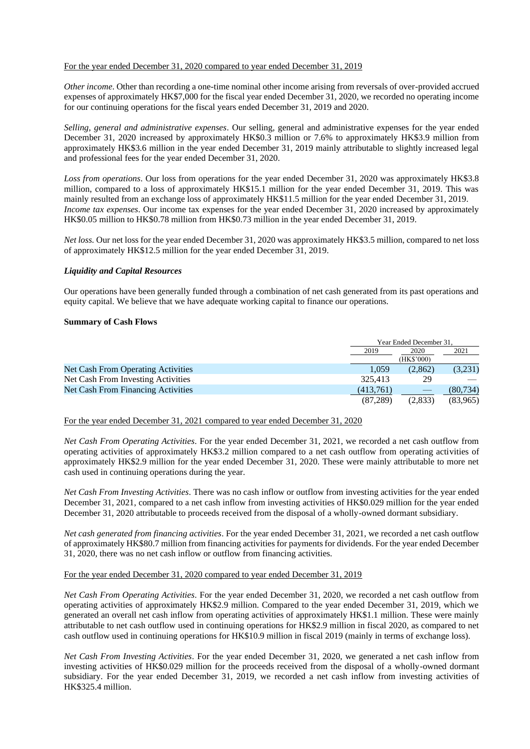For the year ended December 31, 2020 compared to year ended December 31, 2019

*Other income*. Other than recording a one-time nominal other income arising from reversals of over-provided accrued expenses of approximately HK$7,000 for the fiscal year ended December 31, 2020, we recorded no operating income for our continuing operations for the fiscal years ended December 31, 2019 and 2020.

*Selling, general and administrative expenses*. Our selling, general and administrative expenses for the year ended December 31, 2020 increased by approximately HK$0.3 million or 7.6% to approximately HK$3.9 million from approximately HK$3.6 million in the year ended December 31, 2019 mainly attributable to slightly increased legal and professional fees for the year ended December 31, 2020.

*Loss from operations*. Our loss from operations for the year ended December 31, 2020 was approximately HK$3.8 million, compared to a loss of approximately HK$15.1 million for the year ended December 31, 2019. This was mainly resulted from an exchange loss of approximately HK$11.5 million for the year ended December 31, 2019.
*Income tax expenses*. Our income tax expenses for the year ended December 31, 2020 increased by approximately HK$0.05 million to HK$0.78 million from HK$0.73 million in the year ended December 31, 2019.

*Net loss.* Our net loss for the year ended December 31, 2020 was approximately HK$3.5 million, compared to net loss of approximately HK$12.5 million for the year ended December 31, 2019.

### *Liquidity and Capital Resources*

Our operations have been generally funded through a combination of net cash generated from its past operations and equity capital. We believe that we have adequate working capital to finance our operations.

**Summary of Cash Flows**

| | Year Ended December 31, | | |
|---|---|---|---|
| | 2019 | 2020 | 2021 |
| | | (HK$'000) | |
| Net Cash From Operating Activities | 1,059 | (2,862) | (3,231) |
| Net Cash From Investing Activities | 325,413 | 29 | — |
| Net Cash From Financing Activities | (413,761) | — | (80,734) |
| | (87,289) | (2,833) | (83,965) |

For the year ended December 31, 2021 compared to year ended December 31, 2020

*Net Cash From Operating Activities*. For the year ended December 31, 2021, we recorded a net cash outflow from operating activities of approximately HK$3.2 million compared to a net cash outflow from operating activities of approximately HK$2.9 million for the year ended December 31, 2020. These were mainly attributable to more net cash used in continuing operations during the year.

*Net Cash From Investing Activities*. There was no cash inflow or outflow from investing activities for the year ended December 31, 2021, compared to a net cash inflow from investing activities of HK$0.029 million for the year ended December 31, 2020 attributable to proceeds received from the disposal of a wholly-owned dormant subsidiary.

*Net cash generated from financing activities*. For the year ended December 31, 2021, we recorded a net cash outflow of approximately HK$80.7 million from financing activities for payments for dividends. For the year ended December 31, 2020, there was no net cash inflow or outflow from financing activities.

For the year ended December 31, 2020 compared to year ended December 31, 2019

*Net Cash From Operating Activities*. For the year ended December 31, 2020, we recorded a net cash outflow from operating activities of approximately HK$2.9 million. Compared to the year ended December 31, 2019, which we generated an overall net cash inflow from operating activities of approximately HK$1.1 million. These were mainly attributable to net cash outflow used in continuing operations for HK$2.9 million in fiscal 2020, as compared to net cash outflow used in continuing operations for HK$10.9 million in fiscal 2019 (mainly in terms of exchange loss).

*Net Cash From Investing Activities*. For the year ended December 31, 2020, we generated a net cash inflow from investing activities of HK$0.029 million for the proceeds received from the disposal of a wholly-owned dormant subsidiary. For the year ended December 31, 2019, we recorded a net cash inflow from investing activities of HK$325.4 million.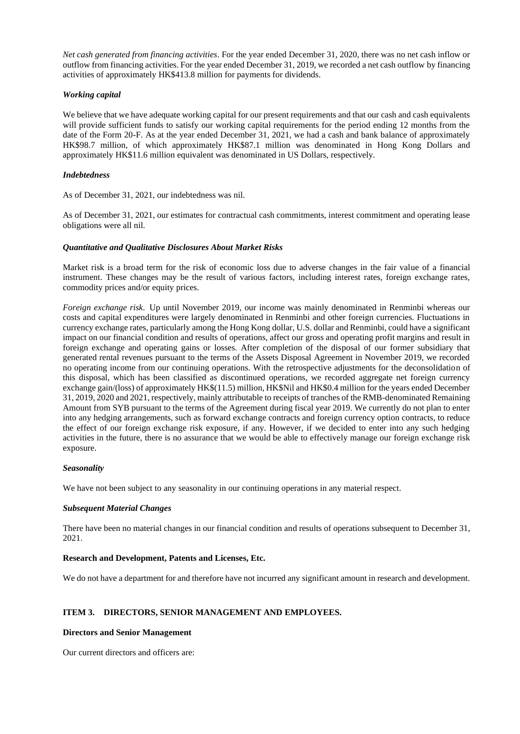*Net cash generated from financing activities*. For the year ended December 31, 2020, there was no net cash inflow or outflow from financing activities. For the year ended December 31, 2019, we recorded a net cash outflow by financing activities of approximately HK$413.8 million for payments for dividends.

***Working capital***

We believe that we have adequate working capital for our present requirements and that our cash and cash equivalents will provide sufficient funds to satisfy our working capital requirements for the period ending 12 months from the date of the Form 20-F. As at the year ended December 31, 2021, we had a cash and bank balance of approximately HK$98.7 million, of which approximately HK$87.1 million was denominated in Hong Kong Dollars and approximately HK$11.6 million equivalent was denominated in US Dollars, respectively.

***Indebtedness***

As of December 31, 2021, our indebtedness was nil.

As of December 31, 2021, our estimates for contractual cash commitments, interest commitment and operating lease obligations were all nil.

***Quantitative and Qualitative Disclosures About Market Risks***

Market risk is a broad term for the risk of economic loss due to adverse changes in the fair value of a financial instrument. These changes may be the result of various factors, including interest rates, foreign exchange rates, commodity prices and/or equity prices.

*Foreign exchange risk*. Up until November 2019, our income was mainly denominated in Renminbi whereas our costs and capital expenditures were largely denominated in Renminbi and other foreign currencies. Fluctuations in currency exchange rates, particularly among the Hong Kong dollar, U.S. dollar and Renminbi, could have a significant impact on our financial condition and results of operations, affect our gross and operating profit margins and result in foreign exchange and operating gains or losses. After completion of the disposal of our former subsidiary that generated rental revenues pursuant to the terms of the Assets Disposal Agreement in November 2019, we recorded no operating income from our continuing operations. With the retrospective adjustments for the deconsolidation of this disposal, which has been classified as discontinued operations, we recorded aggregate net foreign currency exchange gain/(loss) of approximately HK$(11.5) million, HK$Nil and HK$0.4 million for the years ended December 31, 2019, 2020 and 2021, respectively, mainly attributable to receipts of tranches of the RMB-denominated Remaining Amount from SYB pursuant to the terms of the Agreement during fiscal year 2019. We currently do not plan to enter into any hedging arrangements, such as forward exchange contracts and foreign currency option contracts, to reduce the effect of our foreign exchange risk exposure, if any. However, if we decided to enter into any such hedging activities in the future, there is no assurance that we would be able to effectively manage our foreign exchange risk exposure.

***Seasonality***

We have not been subject to any seasonality in our continuing operations in any material respect.

***Subsequent Material Changes***

There have been no material changes in our financial condition and results of operations subsequent to December 31, 2021.

**Research and Development, Patents and Licenses, Etc.**

We do not have a department for and therefore have not incurred any significant amount in research and development.

## ITEM 3. DIRECTORS, SENIOR MANAGEMENT AND EMPLOYEES.

**Directors and Senior Management**

Our current directors and officers are: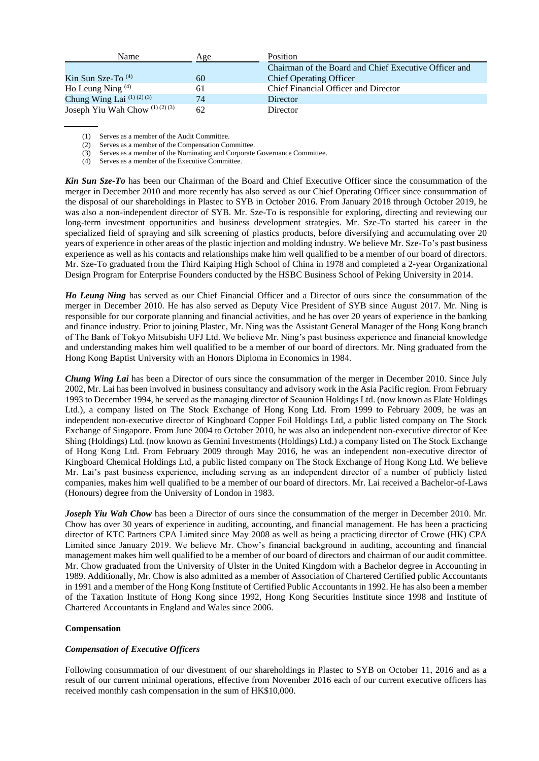| Name | Age | Position |
| --- | --- | --- |
| Kin Sun Sze-To [(4)] | 60 | Chairman of the Board and Chief Executive Officer and Chief Operating Officer |
| Ho Leung Ning [(4)] | 61 | Chief Financial Officer and Director |
| Chung Wing Lai [(1) (2) (3)] | 74 | Director |
| Joseph Yiu Wah Chow [(1) (2) (3)] | 62 | Director |

(1) Serves as a member of the Audit Committee.
(2) Serves as a member of the Compensation Committee.
(3) Serves as a member of the Nominating and Corporate Governance Committee.
(4) Serves as a member of the Executive Committee.

***Kin Sun Sze-To*** has been our Chairman of the Board and Chief Executive Officer since the consummation of the merger in December 2010 and more recently has also served as our Chief Operating Officer since consummation of the disposal of our shareholdings in Plastec to SYB in October 2016. From January 2018 through October 2019, he was also a non-independent director of SYB. Mr. Sze-To is responsible for exploring, directing and reviewing our long-term investment opportunities and business development strategies. Mr. Sze-To started his career in the specialized field of spraying and silk screening of plastics products, before diversifying and accumulating over 20 years of experience in other areas of the plastic injection and molding industry. We believe Mr. Sze-To's past business experience as well as his contacts and relationships make him well qualified to be a member of our board of directors. Mr. Sze-To graduated from the Third Kaiping High School of China in 1978 and completed a 2-year Organizational Design Program for Enterprise Founders conducted by the HSBC Business School of Peking University in 2014.

***Ho Leung Ning*** has served as our Chief Financial Officer and a Director of ours since the consummation of the merger in December 2010. He has also served as Deputy Vice President of SYB since August 2017. Mr. Ning is responsible for our corporate planning and financial activities, and he has over 20 years of experience in the banking and finance industry. Prior to joining Plastec, Mr. Ning was the Assistant General Manager of the Hong Kong branch of The Bank of Tokyo Mitsubishi UFJ Ltd. We believe Mr. Ning's past business experience and financial knowledge and understanding makes him well qualified to be a member of our board of directors. Mr. Ning graduated from the Hong Kong Baptist University with an Honors Diploma in Economics in 1984.

***Chung Wing Lai*** has been a Director of ours since the consummation of the merger in December 2010. Since July 2002, Mr. Lai has been involved in business consultancy and advisory work in the Asia Pacific region. From February 1993 to December 1994, he served as the managing director of Seaunion Holdings Ltd. (now known as Elate Holdings Ltd.), a company listed on The Stock Exchange of Hong Kong Ltd. From 1999 to February 2009, he was an independent non-executive director of Kingboard Copper Foil Holdings Ltd, a public listed company on The Stock Exchange of Singapore. From June 2004 to October 2010, he was also an independent non-executive director of Kee Shing (Holdings) Ltd. (now known as Gemini Investments (Holdings) Ltd.) a company listed on The Stock Exchange of Hong Kong Ltd. From February 2009 through May 2016, he was an independent non-executive director of Kingboard Chemical Holdings Ltd, a public listed company on The Stock Exchange of Hong Kong Ltd. We believe Mr. Lai's past business experience, including serving as an independent director of a number of publicly listed companies, makes him well qualified to be a member of our board of directors. Mr. Lai received a Bachelor-of-Laws (Honours) degree from the University of London in 1983.

***Joseph Yiu Wah Chow*** has been a Director of ours since the consummation of the merger in December 2010. Mr. Chow has over 30 years of experience in auditing, accounting, and financial management. He has been a practicing director of KTC Partners CPA Limited since May 2008 as well as being a practicing director of Crowe (HK) CPA Limited since January 2019. We believe Mr. Chow's financial background in auditing, accounting and financial management makes him well qualified to be a member of our board of directors and chairman of our audit committee. Mr. Chow graduated from the University of Ulster in the United Kingdom with a Bachelor degree in Accounting in 1989. Additionally, Mr. Chow is also admitted as a member of Association of Chartered Certified public Accountants in 1991 and a member of the Hong Kong Institute of Certified Public Accountants in 1992. He has also been a member of the Taxation Institute of Hong Kong since 1992, Hong Kong Securities Institute since 1998 and Institute of Chartered Accountants in England and Wales since 2006.

**Compensation**

***Compensation of Executive Officers***

Following consummation of our divestment of our shareholdings in Plastec to SYB on October 11, 2016 and as a result of our current minimal operations, effective from November 2016 each of our current executive officers has received monthly cash compensation in the sum of HK$10,000.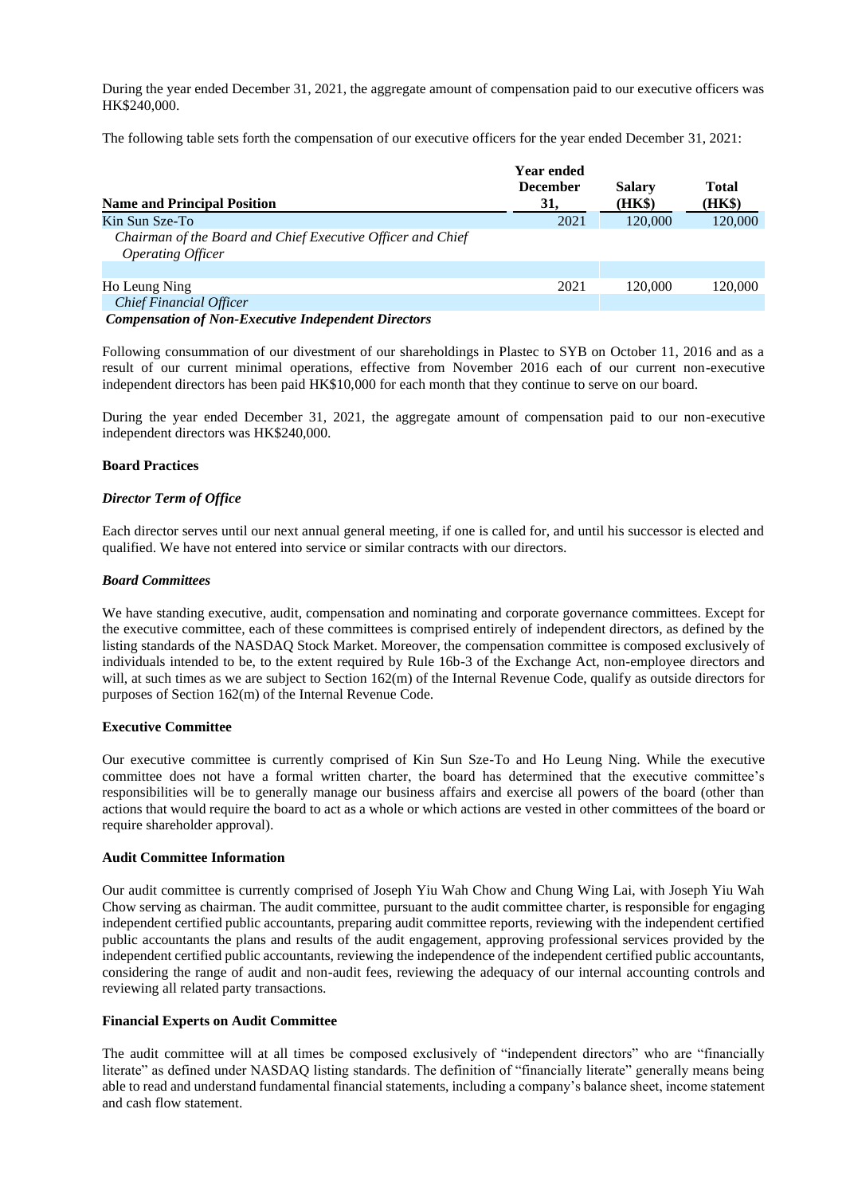During the year ended December 31, 2021, the aggregate amount of compensation paid to our executive officers was HK$240,000.

The following table sets forth the compensation of our executive officers for the year ended December 31, 2021:

| Name and Principal Position | Year ended December 31, | Salary (HK$) | Total (HK$) |
|---|---|---|---|
| Kin Sun Sze-To | 2021 | 120,000 | 120,000 |
| *Chairman of the Board and Chief Executive Officer and Chief Operating Officer* | | | |
| Ho Leung Ning | 2021 | 120,000 | 120,000 |
| *Chief Financial Officer* | | | |

***Compensation of Non-Executive Independent Directors***

Following consummation of our divestment of our shareholdings in Plastec to SYB on October 11, 2016 and as a result of our current minimal operations, effective from November 2016 each of our current non-executive independent directors has been paid HK$10,000 for each month that they continue to serve on our board.

During the year ended December 31, 2021, the aggregate amount of compensation paid to our non-executive independent directors was HK$240,000.

**Board Practices**

***Director Term of Office***

Each director serves until our next annual general meeting, if one is called for, and until his successor is elected and qualified. We have not entered into service or similar contracts with our directors.

***Board Committees***

We have standing executive, audit, compensation and nominating and corporate governance committees. Except for the executive committee, each of these committees is comprised entirely of independent directors, as defined by the listing standards of the NASDAQ Stock Market. Moreover, the compensation committee is composed exclusively of individuals intended to be, to the extent required by Rule 16b-3 of the Exchange Act, non-employee directors and will, at such times as we are subject to Section 162(m) of the Internal Revenue Code, qualify as outside directors for purposes of Section 162(m) of the Internal Revenue Code.

**Executive Committee**

Our executive committee is currently comprised of Kin Sun Sze-To and Ho Leung Ning. While the executive committee does not have a formal written charter, the board has determined that the executive committee's responsibilities will be to generally manage our business affairs and exercise all powers of the board (other than actions that would require the board to act as a whole or which actions are vested in other committees of the board or require shareholder approval).

**Audit Committee Information**

Our audit committee is currently comprised of Joseph Yiu Wah Chow and Chung Wing Lai, with Joseph Yiu Wah Chow serving as chairman. The audit committee, pursuant to the audit committee charter, is responsible for engaging independent certified public accountants, preparing audit committee reports, reviewing with the independent certified public accountants the plans and results of the audit engagement, approving professional services provided by the independent certified public accountants, reviewing the independence of the independent certified public accountants, considering the range of audit and non-audit fees, reviewing the adequacy of our internal accounting controls and reviewing all related party transactions.

**Financial Experts on Audit Committee**

The audit committee will at all times be composed exclusively of "independent directors" who are "financially literate" as defined under NASDAQ listing standards. The definition of "financially literate" generally means being able to read and understand fundamental financial statements, including a company's balance sheet, income statement and cash flow statement.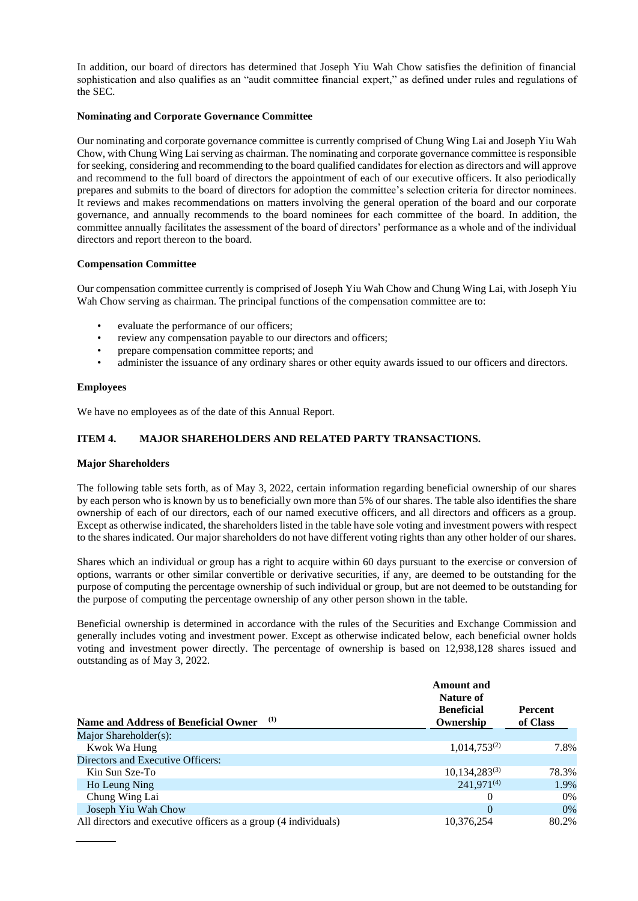In addition, our board of directors has determined that Joseph Yiu Wah Chow satisfies the definition of financial sophistication and also qualifies as an "audit committee financial expert," as defined under rules and regulations of the SEC.

**Nominating and Corporate Governance Committee**

Our nominating and corporate governance committee is currently comprised of Chung Wing Lai and Joseph Yiu Wah Chow, with Chung Wing Lai serving as chairman. The nominating and corporate governance committee is responsible for seeking, considering and recommending to the board qualified candidates for election as directors and will approve and recommend to the full board of directors the appointment of each of our executive officers. It also periodically prepares and submits to the board of directors for adoption the committee's selection criteria for director nominees. It reviews and makes recommendations on matters involving the general operation of the board and our corporate governance, and annually recommends to the board nominees for each committee of the board. In addition, the committee annually facilitates the assessment of the board of directors' performance as a whole and of the individual directors and report thereon to the board.

**Compensation Committee**

Our compensation committee currently is comprised of Joseph Yiu Wah Chow and Chung Wing Lai, with Joseph Yiu Wah Chow serving as chairman. The principal functions of the compensation committee are to:

- evaluate the performance of our officers;
- review any compensation payable to our directors and officers;
- prepare compensation committee reports; and
- administer the issuance of any ordinary shares or other equity awards issued to our officers and directors.

**Employees**

We have no employees as of the date of this Annual Report.

## ITEM 4. MAJOR SHAREHOLDERS AND RELATED PARTY TRANSACTIONS.

**Major Shareholders**

The following table sets forth, as of May 3, 2022, certain information regarding beneficial ownership of our shares by each person who is known by us to beneficially own more than 5% of our shares. The table also identifies the share ownership of each of our directors, each of our named executive officers, and all directors and officers as a group. Except as otherwise indicated, the shareholders listed in the table have sole voting and investment powers with respect to the shares indicated. Our major shareholders do not have different voting rights than any other holder of our shares.

Shares which an individual or group has a right to acquire within 60 days pursuant to the exercise or conversion of options, warrants or other similar convertible or derivative securities, if any, are deemed to be outstanding for the purpose of computing the percentage ownership of such individual or group, but are not deemed to be outstanding for the purpose of computing the percentage ownership of any other person shown in the table.

Beneficial ownership is determined in accordance with the rules of the Securities and Exchange Commission and generally includes voting and investment power. Except as otherwise indicated below, each beneficial owner holds voting and investment power directly. The percentage of ownership is based on 12,938,128 shares issued and outstanding as of May 3, 2022.

| Name and Address of Beneficial Owner [(1)] | Amount and Nature of Beneficial Ownership | Percent of Class |
|---|---|---|
| Major Shareholder(s): | | |
| Kwok Wa Hung | 1,014,753[(2)] | 7.8% |
| Directors and Executive Officers: | | |
| Kin Sun Sze-To | 10,134,283[(3)] | 78.3% |
| Ho Leung Ning | 241,971[(4)] | 1.9% |
| Chung Wing Lai | 0 | 0% |
| Joseph Yiu Wah Chow | 0 | 0% |
| All directors and executive officers as a group (4 individuals) | 10,376,254 | 80.2% |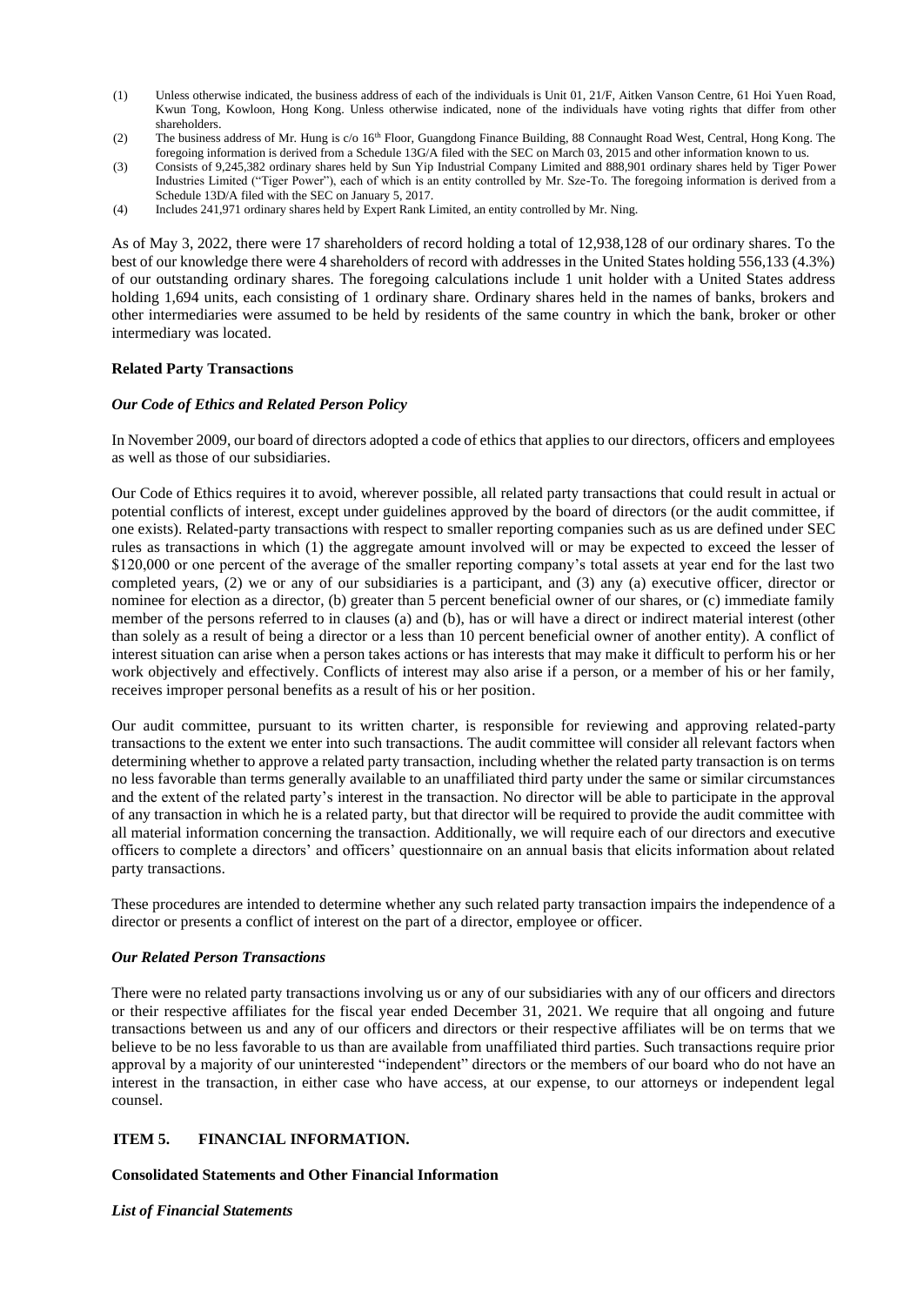(1) Unless otherwise indicated, the business address of each of the individuals is Unit 01, 21/F, Aitken Vanson Centre, 61 Hoi Yuen Road, Kwun Tong, Kowloon, Hong Kong. Unless otherwise indicated, none of the individuals have voting rights that differ from other shareholders.

(2) The business address of Mr. Hung is c/o 16th Floor, Guangdong Finance Building, 88 Connaught Road West, Central, Hong Kong. The foregoing information is derived from a Schedule 13G/A filed with the SEC on March 03, 2015 and other information known to us.

(3) Consists of 9,245,382 ordinary shares held by Sun Yip Industrial Company Limited and 888,901 ordinary shares held by Tiger Power Industries Limited ("Tiger Power"), each of which is an entity controlled by Mr. Sze-To. The foregoing information is derived from a Schedule 13D/A filed with the SEC on January 5, 2017.

(4) Includes 241,971 ordinary shares held by Expert Rank Limited, an entity controlled by Mr. Ning.

As of May 3, 2022, there were 17 shareholders of record holding a total of 12,938,128 of our ordinary shares. To the best of our knowledge there were 4 shareholders of record with addresses in the United States holding 556,133 (4.3%) of our outstanding ordinary shares. The foregoing calculations include 1 unit holder with a United States address holding 1,694 units, each consisting of 1 ordinary share. Ordinary shares held in the names of banks, brokers and other intermediaries were assumed to be held by residents of the same country in which the bank, broker or other intermediary was located.

**Related Party Transactions**

***Our Code of Ethics and Related Person Policy***

In November 2009, our board of directors adopted a code of ethics that applies to our directors, officers and employees as well as those of our subsidiaries.

Our Code of Ethics requires it to avoid, wherever possible, all related party transactions that could result in actual or potential conflicts of interest, except under guidelines approved by the board of directors (or the audit committee, if one exists). Related-party transactions with respect to smaller reporting companies such as us are defined under SEC rules as transactions in which (1) the aggregate amount involved will or may be expected to exceed the lesser of $120,000 or one percent of the average of the smaller reporting company's total assets at year end for the last two completed years, (2) we or any of our subsidiaries is a participant, and (3) any (a) executive officer, director or nominee for election as a director, (b) greater than 5 percent beneficial owner of our shares, or (c) immediate family member of the persons referred to in clauses (a) and (b), has or will have a direct or indirect material interest (other than solely as a result of being a director or a less than 10 percent beneficial owner of another entity). A conflict of interest situation can arise when a person takes actions or has interests that may make it difficult to perform his or her work objectively and effectively. Conflicts of interest may also arise if a person, or a member of his or her family, receives improper personal benefits as a result of his or her position.

Our audit committee, pursuant to its written charter, is responsible for reviewing and approving related-party transactions to the extent we enter into such transactions. The audit committee will consider all relevant factors when determining whether to approve a related party transaction, including whether the related party transaction is on terms no less favorable than terms generally available to an unaffiliated third party under the same or similar circumstances and the extent of the related party's interest in the transaction. No director will be able to participate in the approval of any transaction in which he is a related party, but that director will be required to provide the audit committee with all material information concerning the transaction. Additionally, we will require each of our directors and executive officers to complete a directors' and officers' questionnaire on an annual basis that elicits information about related party transactions.

These procedures are intended to determine whether any such related party transaction impairs the independence of a director or presents a conflict of interest on the part of a director, employee or officer.

***Our Related Person Transactions***

There were no related party transactions involving us or any of our subsidiaries with any of our officers and directors or their respective affiliates for the fiscal year ended December 31, 2021. We require that all ongoing and future transactions between us and any of our officers and directors or their respective affiliates will be on terms that we believe to be no less favorable to us than are available from unaffiliated third parties. Such transactions require prior approval by a majority of our uninterested "independent" directors or the members of our board who do not have an interest in the transaction, in either case who have access, at our expense, to our attorneys or independent legal counsel.

## ITEM 5. FINANCIAL INFORMATION.

**Consolidated Statements and Other Financial Information**

***List of Financial Statements***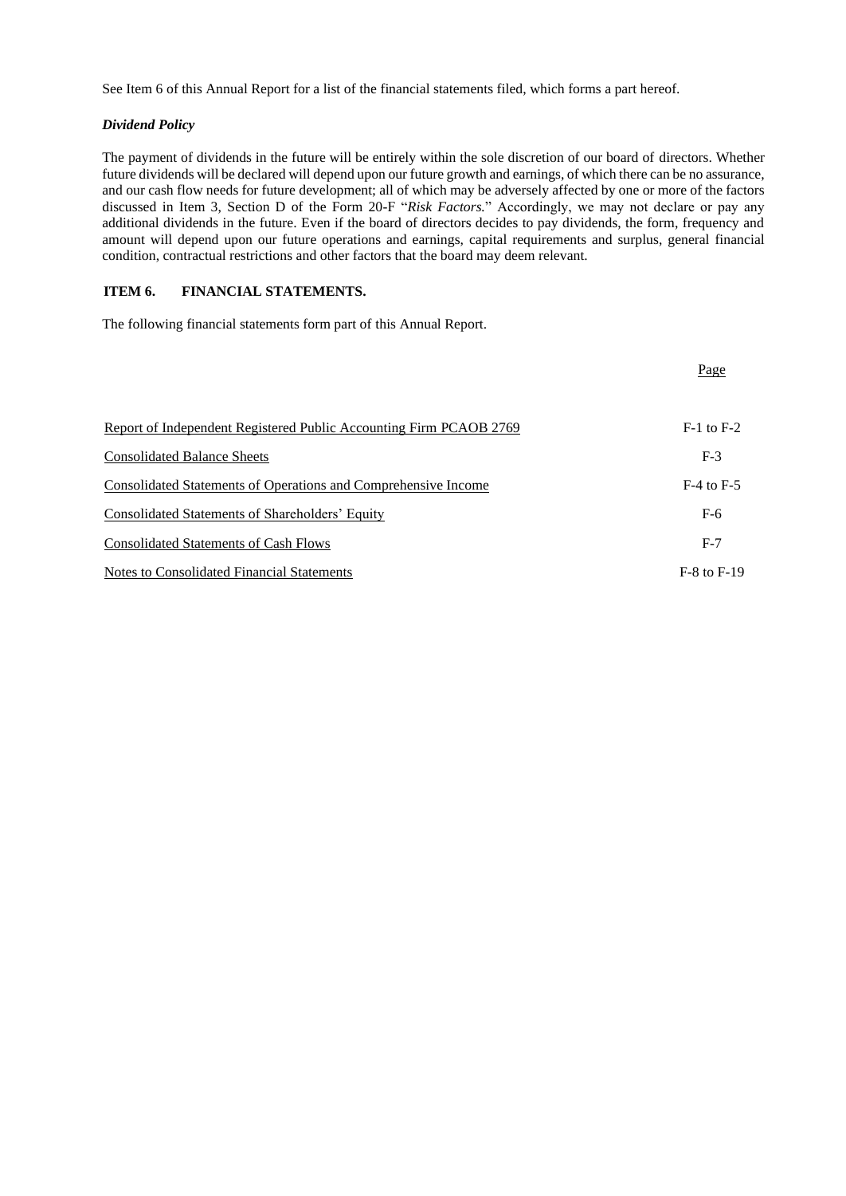See Item 6 of this Annual Report for a list of the financial statements filed, which forms a part hereof.

***Dividend Policy***

The payment of dividends in the future will be entirely within the sole discretion of our board of directors. Whether future dividends will be declared will depend upon our future growth and earnings, of which there can be no assurance, and our cash flow needs for future development; all of which may be adversely affected by one or more of the factors discussed in Item 3, Section D of the Form 20-F "*Risk Factors.*" Accordingly, we may not declare or pay any additional dividends in the future. Even if the board of directors decides to pay dividends, the form, frequency and amount will depend upon our future operations and earnings, capital requirements and surplus, general financial condition, contractual restrictions and other factors that the board may deem relevant.

## ITEM 6. FINANCIAL STATEMENTS.

The following financial statements form part of this Annual Report.

| | Page |
|---|---|
| Report of Independent Registered Public Accounting Firm PCAOB 2769 | F-1 to F-2 |
| Consolidated Balance Sheets | F-3 |
| Consolidated Statements of Operations and Comprehensive Income | F-4 to F-5 |
| Consolidated Statements of Shareholders' Equity | F-6 |
| Consolidated Statements of Cash Flows | F-7 |
| Notes to Consolidated Financial Statements | F-8 to F-19 |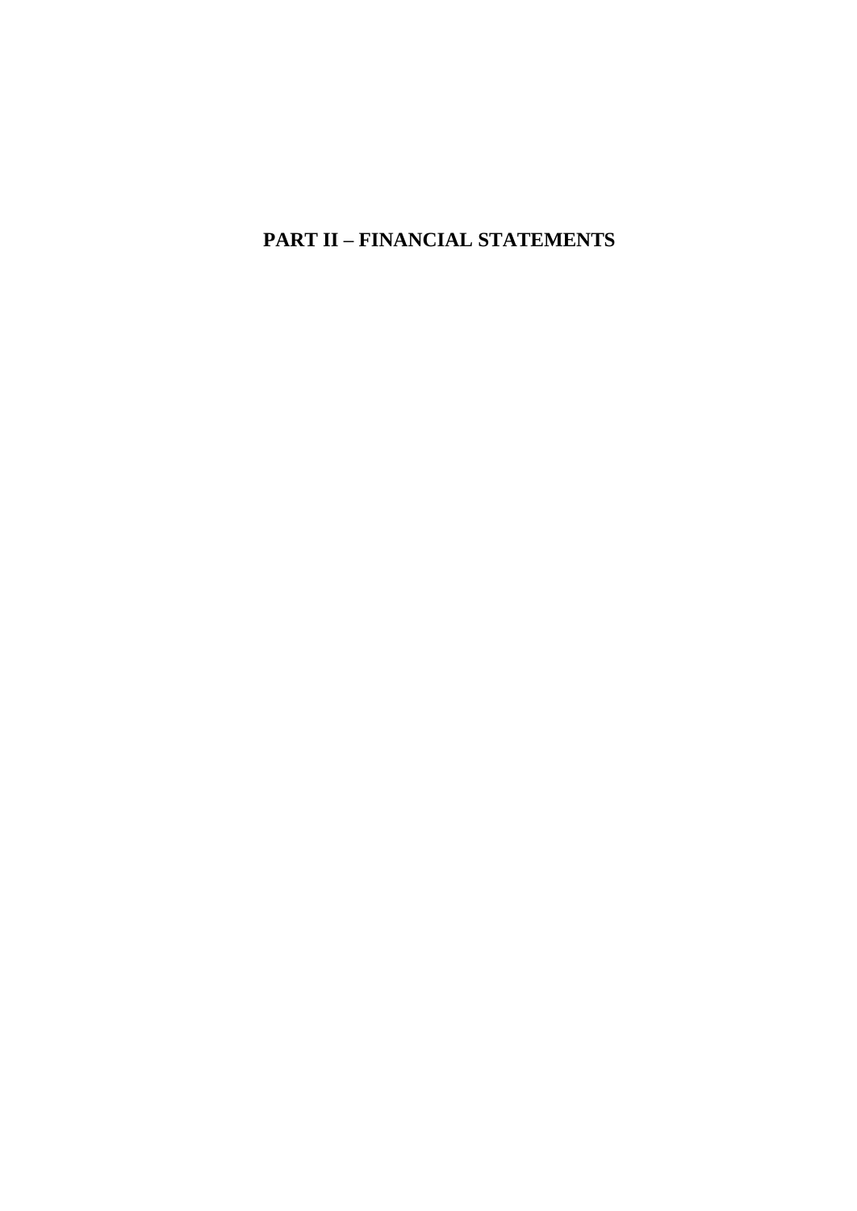# PART II – FINANCIAL STATEMENTS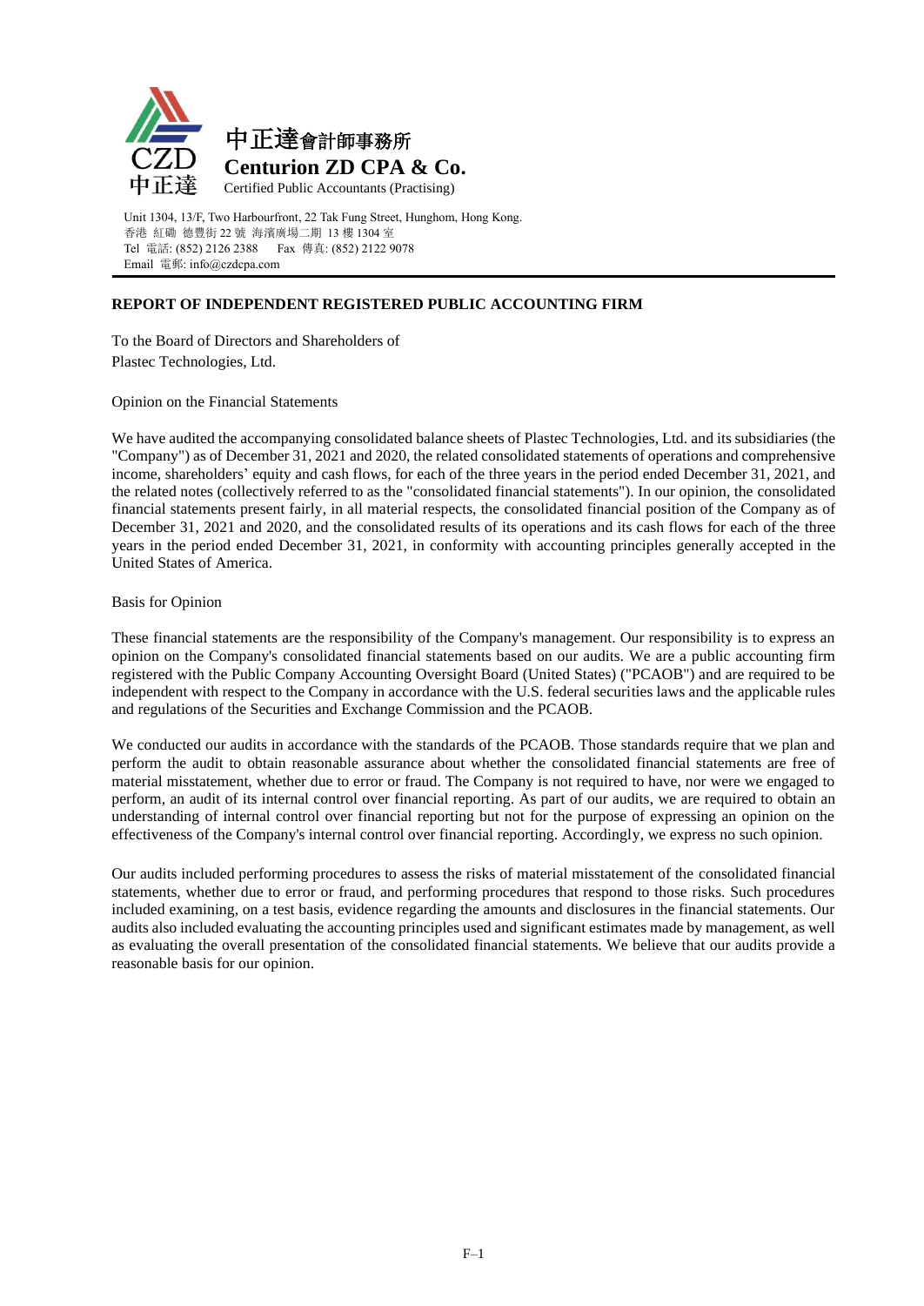中正達會計師事務所
**Centurion ZD CPA & Co.**
Certified Public Accountants (Practising)

Unit 1304, 13/F, Two Harbourfront, 22 Tak Fung Street, Hunghom, Hong Kong.
香港 紅磡 德豐街 22 號 海濱廣場二期 13 樓 1304 室
Tel 電話: (852) 2126 2388 Fax 傳真: (852) 2122 9078
Email 電郵: info@czdcpa.com

## REPORT OF INDEPENDENT REGISTERED PUBLIC ACCOUNTING FIRM

To the Board of Directors and Shareholders of
Plastec Technologies, Ltd.

### Opinion on the Financial Statements

We have audited the accompanying consolidated balance sheets of Plastec Technologies, Ltd. and its subsidiaries (the "Company") as of December 31, 2021 and 2020, the related consolidated statements of operations and comprehensive income, shareholders' equity and cash flows, for each of the three years in the period ended December 31, 2021, and the related notes (collectively referred to as the "consolidated financial statements"). In our opinion, the consolidated financial statements present fairly, in all material respects, the consolidated financial position of the Company as of December 31, 2021 and 2020, and the consolidated results of its operations and its cash flows for each of the three years in the period ended December 31, 2021, in conformity with accounting principles generally accepted in the United States of America.

### Basis for Opinion

These financial statements are the responsibility of the Company's management. Our responsibility is to express an opinion on the Company's consolidated financial statements based on our audits. We are a public accounting firm registered with the Public Company Accounting Oversight Board (United States) ("PCAOB") and are required to be independent with respect to the Company in accordance with the U.S. federal securities laws and the applicable rules and regulations of the Securities and Exchange Commission and the PCAOB.

We conducted our audits in accordance with the standards of the PCAOB. Those standards require that we plan and perform the audit to obtain reasonable assurance about whether the consolidated financial statements are free of material misstatement, whether due to error or fraud. The Company is not required to have, nor were we engaged to perform, an audit of its internal control over financial reporting. As part of our audits, we are required to obtain an understanding of internal control over financial reporting but not for the purpose of expressing an opinion on the effectiveness of the Company's internal control over financial reporting. Accordingly, we express no such opinion.

Our audits included performing procedures to assess the risks of material misstatement of the consolidated financial statements, whether due to error or fraud, and performing procedures that respond to those risks. Such procedures included examining, on a test basis, evidence regarding the amounts and disclosures in the financial statements. Our audits also included evaluating the accounting principles used and significant estimates made by management, as well as evaluating the overall presentation of the consolidated financial statements. We believe that our audits provide a reasonable basis for our opinion.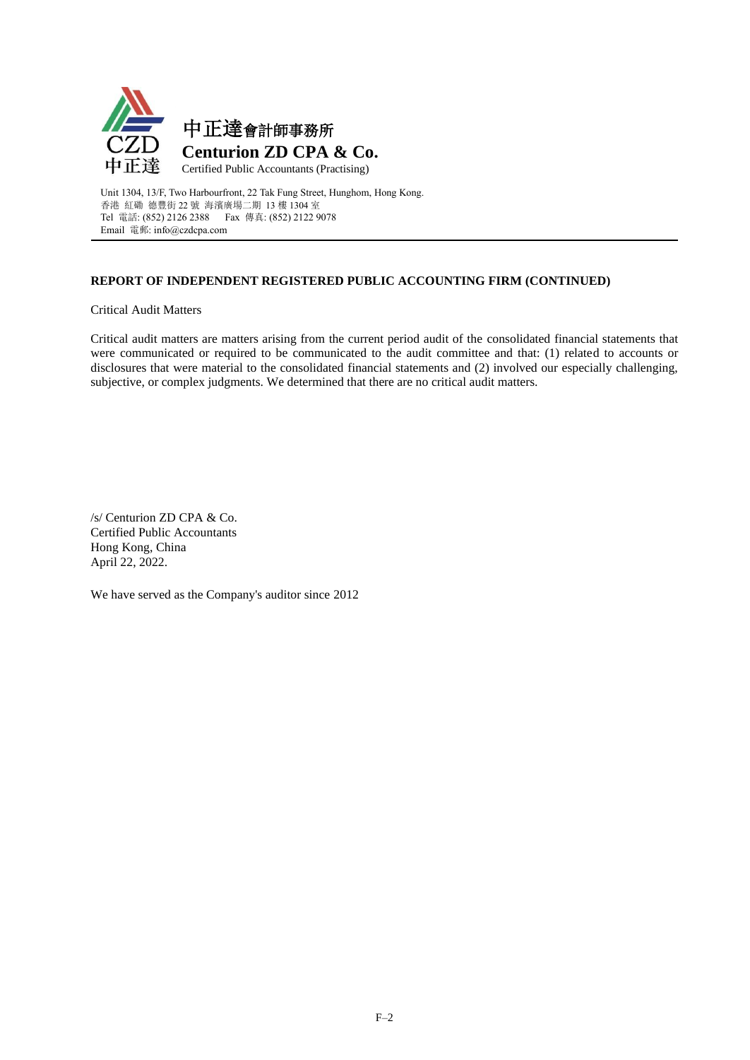中正達會計師事務所

**Centurion ZD CPA & Co.**

Certified Public Accountants (Practising)

Unit 1304, 13/F, Two Harbourfront, 22 Tak Fung Street, Hunghom, Hong Kong.
香港 紅磡 德豐街 22 號 海濱廣場二期 13 樓 1304 室
Tel 電話: (852) 2126 2388 Fax 傳真: (852) 2122 9078
Email 電郵: info@czdcpa.com

**REPORT OF INDEPENDENT REGISTERED PUBLIC ACCOUNTING FIRM (CONTINUED)**

Critical Audit Matters

Critical audit matters are matters arising from the current period audit of the consolidated financial statements that were communicated or required to be communicated to the audit committee and that: (1) related to accounts or disclosures that were material to the consolidated financial statements and (2) involved our especially challenging, subjective, or complex judgments. We determined that there are no critical audit matters.

/s/ Centurion ZD CPA & Co.
Certified Public Accountants
Hong Kong, China
April 22, 2022.

We have served as the Company's auditor since 2012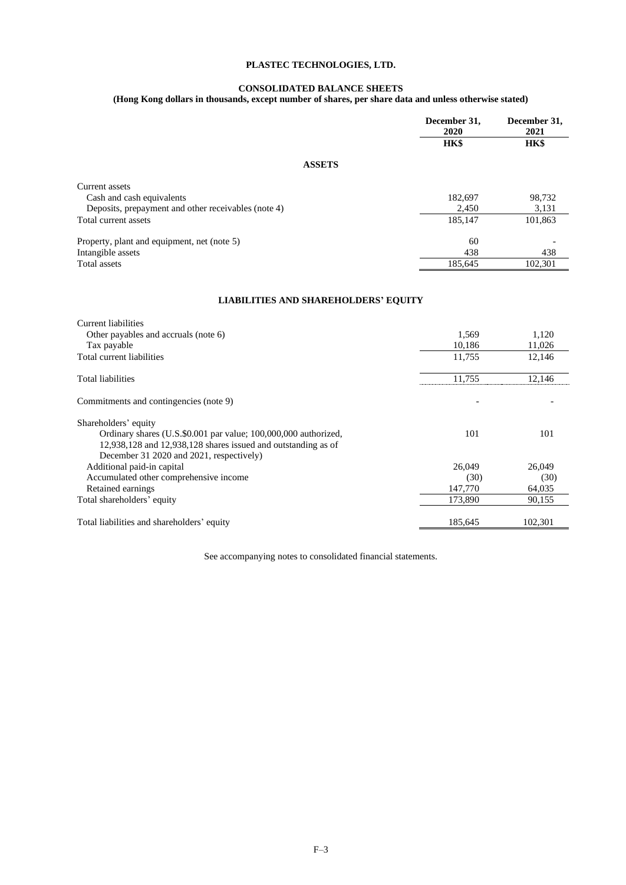# PLASTEC TECHNOLOGIES, LTD.

## CONSOLIDATED BALANCE SHEETS

**(Hong Kong dollars in thousands, except number of shares, per share data and unless otherwise stated)**

| | December 31, 2020 | December 31, 2021 |
|---|---|---|
| | HK$ | HK$ |
| **ASSETS** | | |
| Current assets | | |
| Cash and cash equivalents | 182,697 | 98,732 |
| Deposits, prepayment and other receivables (note 4) | 2,450 | 3,131 |
| Total current assets | 185,147 | 101,863 |
| Property, plant and equipment, net (note 5) | 60 | - |
| Intangible assets | 438 | 438 |
| Total assets | 185,645 | 102,301 |
| **LIABILITIES AND SHAREHOLDERS' EQUITY** | | |
| Current liabilities | | |
| Other payables and accruals (note 6) | 1,569 | 1,120 |
| Tax payable | 10,186 | 11,026 |
| Total current liabilities | 11,755 | 12,146 |
| Total liabilities | 11,755 | 12,146 |
| Commitments and contingencies (note 9) | - | - |
| Shareholders' equity | | |
| Ordinary shares (U.S.$0.001 par value; 100,000,000 authorized, 12,938,128 and 12,938,128 shares issued and outstanding as of December 31 2020 and 2021, respectively) | 101 | 101 |
| Additional paid-in capital | 26,049 | 26,049 |
| Accumulated other comprehensive income | (30) | (30) |
| Retained earnings | 147,770 | 64,035 |
| Total shareholders' equity | 173,890 | 90,155 |
| Total liabilities and shareholders' equity | 185,645 | 102,301 |

See accompanying notes to consolidated financial statements.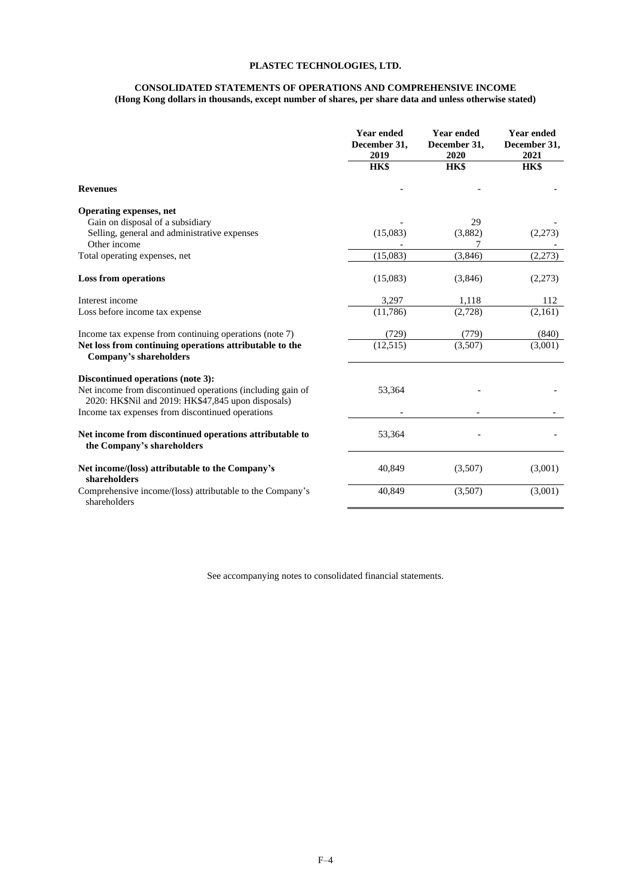# PLASTEC TECHNOLOGIES, LTD.

## CONSOLIDATED STATEMENTS OF OPERATIONS AND COMPREHENSIVE INCOME

**(Hong Kong dollars in thousands, except number of shares, per share data and unless otherwise stated)**

| | Year ended December 31, 2019 | Year ended December 31, 2020 | Year ended December 31, 2021 |
|---|---|---|---|
| | HK$ | HK$ | HK$ |
| **Revenues** | - | - | - |
| **Operating expenses, net** | | | |
| Gain on disposal of a subsidiary | - | 29 | - |
| Selling, general and administrative expenses | (15,083) | (3,882) | (2,273) |
| Other income | - | 7 | - |
| Total operating expenses, net | (15,083) | (3,846) | (2,273) |
| **Loss from operations** | (15,083) | (3,846) | (2,273) |
| Interest income | 3,297 | 1,118 | 112 |
| Loss before income tax expense | (11,786) | (2,728) | (2,161) |
| Income tax expense from continuing operations (note 7) | (729) | (779) | (840) |
| **Net loss from continuing operations attributable to the Company's shareholders** | (12,515) | (3,507) | (3,001) |
| **Discontinued operations (note 3):** | | | |
| Net income from discontinued operations (including gain of 2020: HK$Nil and 2019: HK$47,845 upon disposals) | 53,364 | - | - |
| Income tax expenses from discontinued operations | - | - | - |
| **Net income from discontinued operations attributable to the Company's shareholders** | 53,364 | - | - |
| **Net income/(loss) attributable to the Company's shareholders** | 40,849 | (3,507) | (3,001) |
| Comprehensive income/(loss) attributable to the Company's shareholders | 40,849 | (3,507) | (3,001) |

See accompanying notes to consolidated financial statements.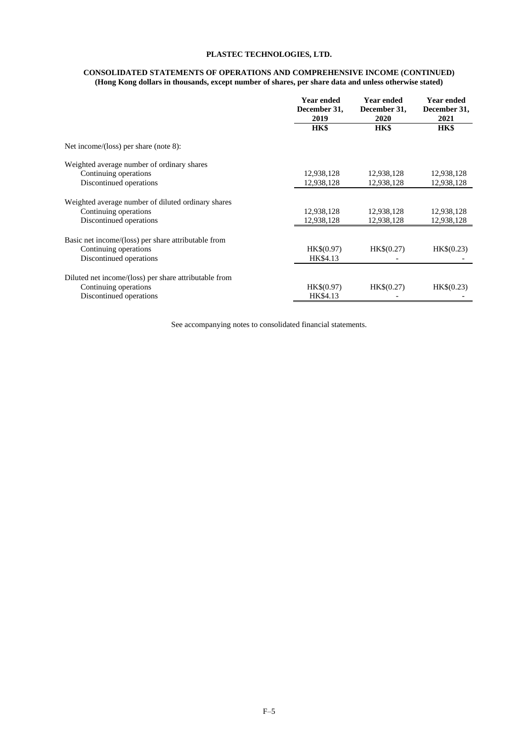**PLASTEC TECHNOLOGIES, LTD.**

**CONSOLIDATED STATEMENTS OF OPERATIONS AND COMPREHENSIVE INCOME (CONTINUED)**
**(Hong Kong dollars in thousands, except number of shares, per share data and unless otherwise stated)**

| | Year ended December 31, 2019 | Year ended December 31, 2020 | Year ended December 31, 2021 |
|---|---|---|---|
| | **HK$** | **HK$** | **HK$** |
| Net income/(loss) per share (note 8): | | | |
| Weighted average number of ordinary shares | | | |
| Continuing operations | 12,938,128 | 12,938,128 | 12,938,128 |
| Discontinued operations | 12,938,128 | 12,938,128 | 12,938,128 |
| Weighted average number of diluted ordinary shares | | | |
| Continuing operations | 12,938,128 | 12,938,128 | 12,938,128 |
| Discontinued operations | 12,938,128 | 12,938,128 | 12,938,128 |
| Basic net income/(loss) per share attributable from | | | |
| Continuing operations | HK$(0.97) | HK$(0.27) | HK$(0.23) |
| Discontinued operations | HK$4.13 | - | - |
| Diluted net income/(loss) per share attributable from | | | |
| Continuing operations | HK$(0.97) | HK$(0.27) | HK$(0.23) |
| Discontinued operations | HK$4.13 | - | - |

See accompanying notes to consolidated financial statements.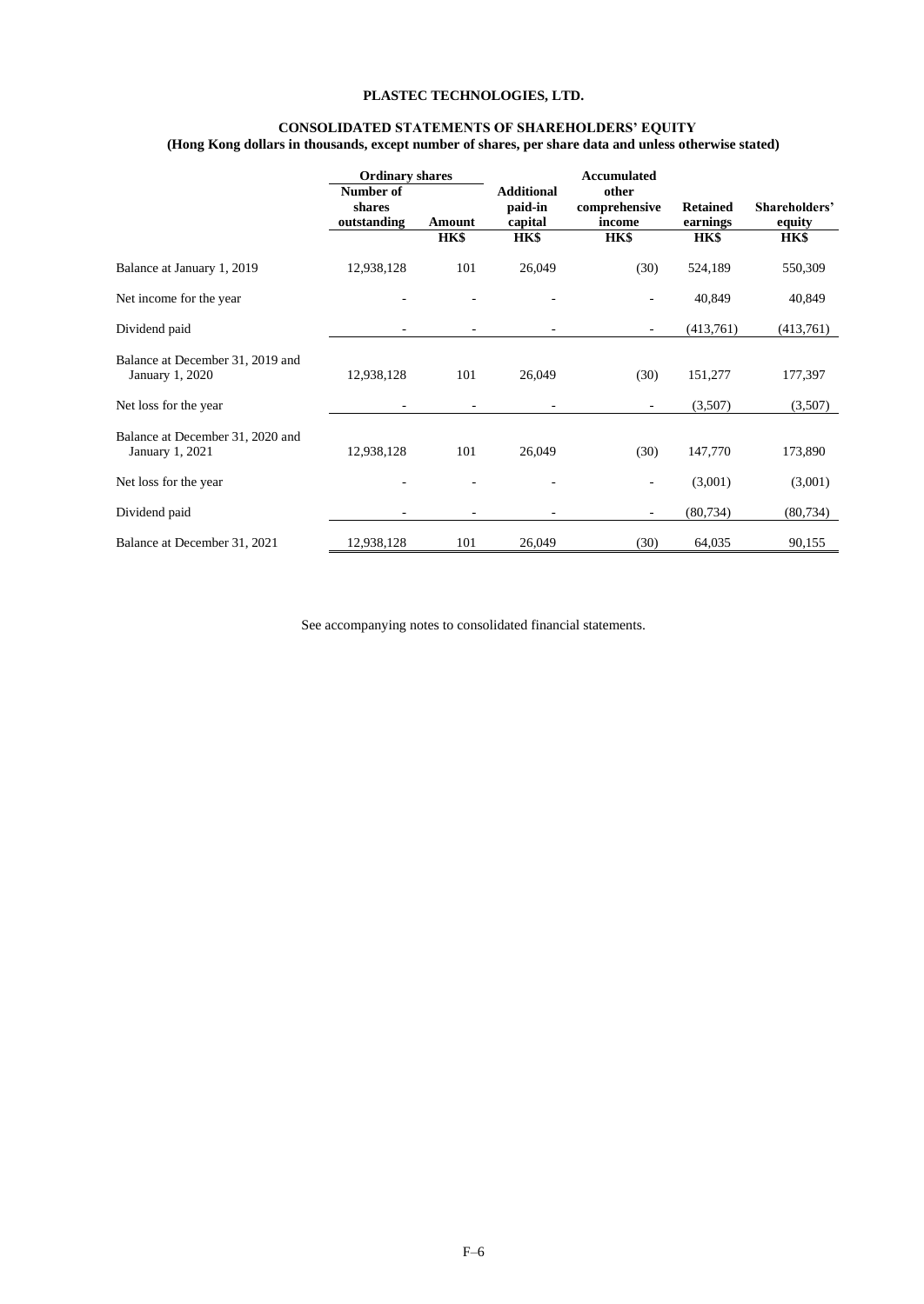# PLASTEC TECHNOLOGIES, LTD.

## CONSOLIDATED STATEMENTS OF SHAREHOLDERS' EQUITY

**(Hong Kong dollars in thousands, except number of shares, per share data and unless otherwise stated)**

| | Ordinary shares | | | | | |
|---|---|---|---|---|---|---|
| | Number of shares outstanding | Amount | Additional paid-in capital | Accumulated other comprehensive income | Retained earnings | Shareholders' equity |
| | | HK$ | HK$ | HK$ | HK$ | HK$ |
| Balance at January 1, 2019 | 12,938,128 | 101 | 26,049 | (30) | 524,189 | 550,309 |
| Net income for the year | - | - | - | - | 40,849 | 40,849 |
| Dividend paid | - | - | - | - | (413,761) | (413,761) |
| Balance at December 31, 2019 and January 1, 2020 | 12,938,128 | 101 | 26,049 | (30) | 151,277 | 177,397 |
| Net loss for the year | - | - | - | - | (3,507) | (3,507) |
| Balance at December 31, 2020 and January 1, 2021 | 12,938,128 | 101 | 26,049 | (30) | 147,770 | 173,890 |
| Net loss for the year | - | - | - | - | (3,001) | (3,001) |
| Dividend paid | - | - | - | - | (80,734) | (80,734) |
| Balance at December 31, 2021 | 12,938,128 | 101 | 26,049 | (30) | 64,035 | 90,155 |

See accompanying notes to consolidated financial statements.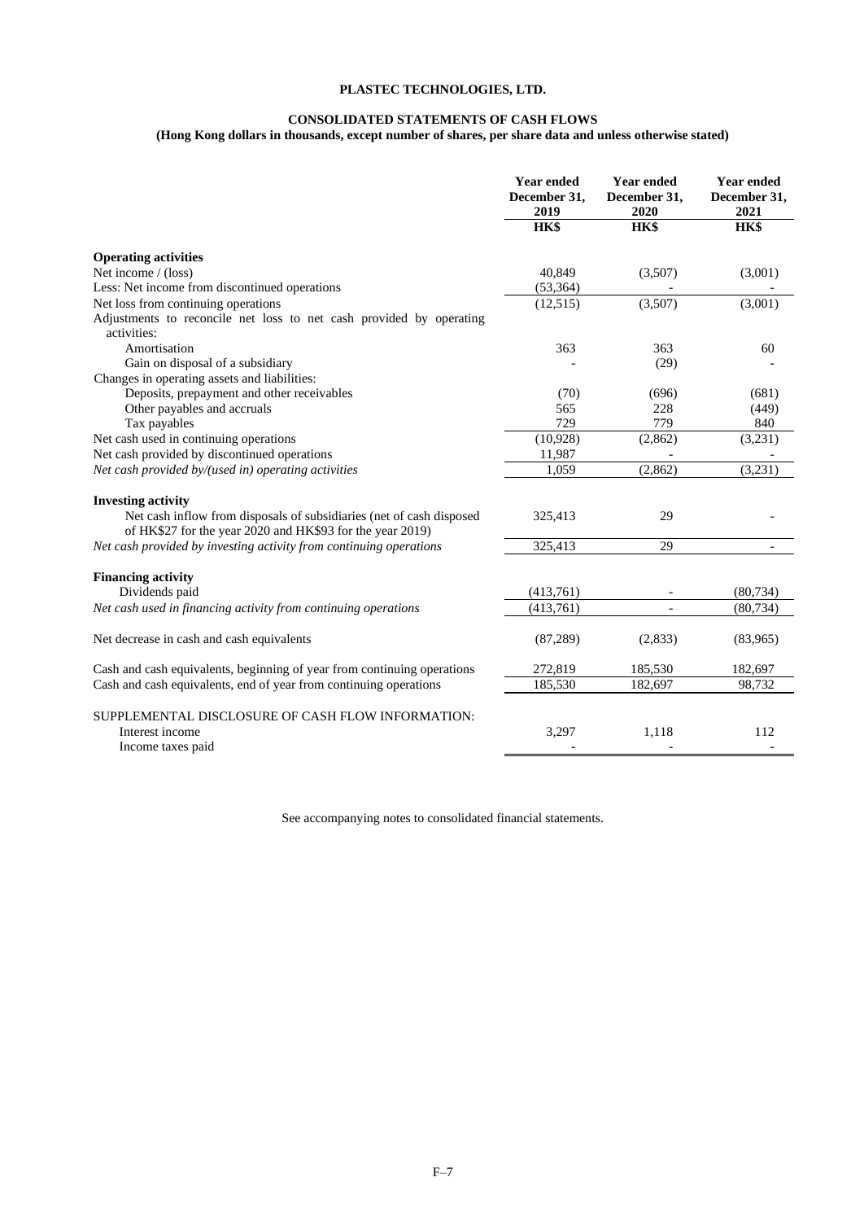**PLASTEC TECHNOLOGIES, LTD.**

**CONSOLIDATED STATEMENTS OF CASH FLOWS**

**(Hong Kong dollars in thousands, except number of shares, per share data and unless otherwise stated)**

| | Year ended December 31, 2019 | Year ended December 31, 2020 | Year ended December 31, 2021 |
|---|---|---|---|
| | HK$ | HK$ | HK$ |
| **Operating activities** | | | |
| Net income / (loss) | 40,849 | (3,507) | (3,001) |
| Less: Net income from discontinued operations | (53,364) | - | - |
| Net loss from continuing operations | (12,515) | (3,507) | (3,001) |
| Adjustments to reconcile net loss to net cash provided by operating activities: | | | |
| Amortisation | 363 | 363 | 60 |
| Gain on disposal of a subsidiary | - | (29) | - |
| Changes in operating assets and liabilities: | | | |
| Deposits, prepayment and other receivables | (70) | (696) | (681) |
| Other payables and accruals | 565 | 228 | (449) |
| Tax payables | 729 | 779 | 840 |
| Net cash used in continuing operations | (10,928) | (2,862) | (3,231) |
| Net cash provided by discontinued operations | 11,987 | - | - |
| *Net cash provided by/(used in) operating activities* | 1,059 | (2,862) | (3,231) |
| **Investing activity** | | | |
| Net cash inflow from disposals of subsidiaries (net of cash disposed of HK$27 for the year 2020 and HK$93 for the year 2019) | 325,413 | 29 | - |
| *Net cash provided by investing activity from continuing operations* | 325,413 | 29 | - |
| **Financing activity** | | | |
| Dividends paid | (413,761) | - | (80,734) |
| *Net cash used in financing activity from continuing operations* | (413,761) | - | (80,734) |
| Net decrease in cash and cash equivalents | (87,289) | (2,833) | (83,965) |
| Cash and cash equivalents, beginning of year from continuing operations | 272,819 | 185,530 | 182,697 |
| Cash and cash equivalents, end of year from continuing operations | 185,530 | 182,697 | 98,732 |
| SUPPLEMENTAL DISCLOSURE OF CASH FLOW INFORMATION: | | | |
| Interest income | 3,297 | 1,118 | 112 |
| Income taxes paid | - | - | - |

See accompanying notes to consolidated financial statements.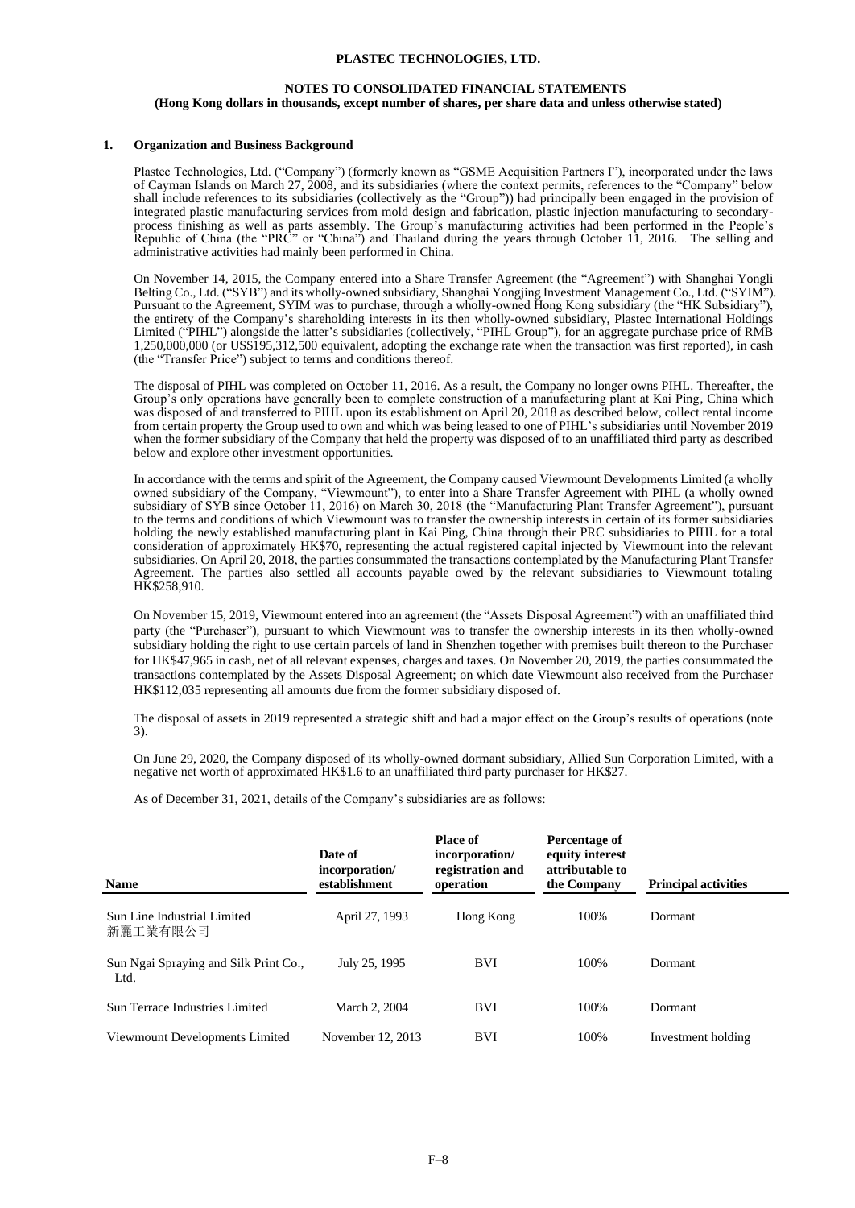**PLASTEC TECHNOLOGIES, LTD.**

**NOTES TO CONSOLIDATED FINANCIAL STATEMENTS**
**(Hong Kong dollars in thousands, except number of shares, per share data and unless otherwise stated)**

**1. Organization and Business Background**

Plastec Technologies, Ltd. ("Company") (formerly known as "GSME Acquisition Partners I"), incorporated under the laws of Cayman Islands on March 27, 2008, and its subsidiaries (where the context permits, references to the "Company" below shall include references to its subsidiaries (collectively as the "Group")) had principally been engaged in the provision of integrated plastic manufacturing services from mold design and fabrication, plastic injection manufacturing to secondary-process finishing as well as parts assembly. The Group's manufacturing activities had been performed in the People's Republic of China (the "PRC" or "China") and Thailand during the years through October 11, 2016. The selling and administrative activities had mainly been performed in China.

On November 14, 2015, the Company entered into a Share Transfer Agreement (the "Agreement") with Shanghai Yongli Belting Co., Ltd. ("SYB") and its wholly-owned subsidiary, Shanghai Yongjing Investment Management Co., Ltd. ("SYIM"). Pursuant to the Agreement, SYIM was to purchase, through a wholly-owned Hong Kong subsidiary (the "HK Subsidiary"), the entirety of the Company's shareholding interests in its then wholly-owned subsidiary, Plastec International Holdings Limited ("PIHL") alongside the latter's subsidiaries (collectively, "PIHL Group"), for an aggregate purchase price of RMB 1,250,000,000 (or US$195,312,500 equivalent, adopting the exchange rate when the transaction was first reported), in cash (the "Transfer Price") subject to terms and conditions thereof.

The disposal of PIHL was completed on October 11, 2016. As a result, the Company no longer owns PIHL. Thereafter, the Group's only operations have generally been to complete construction of a manufacturing plant at Kai Ping, China which was disposed of and transferred to PIHL upon its establishment on April 20, 2018 as described below, collect rental income from certain property the Group used to own and which was being leased to one of PIHL's subsidiaries until November 2019 when the former subsidiary of the Company that held the property was disposed of to an unaffiliated third party as described below and explore other investment opportunities.

In accordance with the terms and spirit of the Agreement, the Company caused Viewmount Developments Limited (a wholly owned subsidiary of the Company, "Viewmount"), to enter into a Share Transfer Agreement with PIHL (a wholly owned subsidiary of SYB since October 11, 2016) on March 30, 2018 (the "Manufacturing Plant Transfer Agreement"), pursuant to the terms and conditions of which Viewmount was to transfer the ownership interests in certain of its former subsidiaries holding the newly established manufacturing plant in Kai Ping, China through their PRC subsidiaries to PIHL for a total consideration of approximately HK$70, representing the actual registered capital injected by Viewmount into the relevant subsidiaries. On April 20, 2018, the parties consummated the transactions contemplated by the Manufacturing Plant Transfer Agreement. The parties also settled all accounts payable owed by the relevant subsidiaries to Viewmount totaling HK$258,910.

On November 15, 2019, Viewmount entered into an agreement (the "Assets Disposal Agreement") with an unaffiliated third party (the "Purchaser"), pursuant to which Viewmount was to transfer the ownership interests in its then wholly-owned subsidiary holding the right to use certain parcels of land in Shenzhen together with premises built thereon to the Purchaser for HK$47,965 in cash, net of all relevant expenses, charges and taxes. On November 20, 2019, the parties consummated the transactions contemplated by the Assets Disposal Agreement; on which date Viewmount also received from the Purchaser HK$112,035 representing all amounts due from the former subsidiary disposed of.

The disposal of assets in 2019 represented a strategic shift and had a major effect on the Group's results of operations (note 3).

On June 29, 2020, the Company disposed of its wholly-owned dormant subsidiary, Allied Sun Corporation Limited, with a negative net worth of approximated HK$1.6 to an unaffiliated third party purchaser for HK$27.

As of December 31, 2021, details of the Company's subsidiaries are as follows:

| Name | Date of incorporation/ establishment | Place of incorporation/ registration and operation | Percentage of equity interest attributable to the Company | Principal activities |
|---|---|---|---|---|
| Sun Line Industrial Limited 新麗工業有限公司 | April 27, 1993 | Hong Kong | 100% | Dormant |
| Sun Ngai Spraying and Silk Print Co., Ltd. | July 25, 1995 | BVI | 100% | Dormant |
| Sun Terrace Industries Limited | March 2, 2004 | BVI | 100% | Dormant |
| Viewmount Developments Limited | November 12, 2013 | BVI | 100% | Investment holding |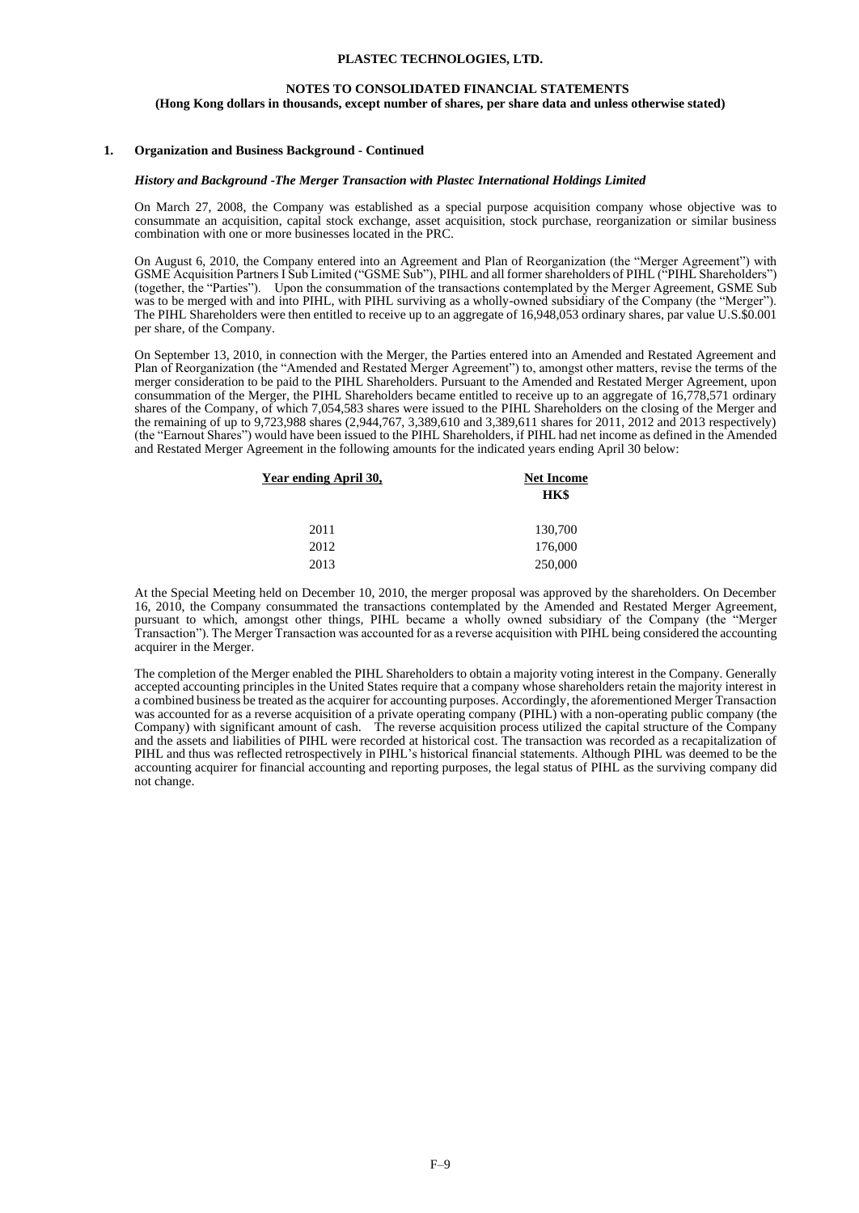**1. Organization and Business Background - Continued**

***History and Background -The Merger Transaction with Plastec International Holdings Limited***

On March 27, 2008, the Company was established as a special purpose acquisition company whose objective was to consummate an acquisition, capital stock exchange, asset acquisition, stock purchase, reorganization or similar business combination with one or more businesses located in the PRC.

On August 6, 2010, the Company entered into an Agreement and Plan of Reorganization (the "Merger Agreement") with GSME Acquisition Partners I Sub Limited ("GSME Sub"), PIHL and all former shareholders of PIHL ("PIHL Shareholders") (together, the "Parties"). Upon the consummation of the transactions contemplated by the Merger Agreement, GSME Sub was to be merged with and into PIHL, with PIHL surviving as a wholly-owned subsidiary of the Company (the "Merger"). The PIHL Shareholders were then entitled to receive up to an aggregate of 16,948,053 ordinary shares, par value U.S.$0.001 per share, of the Company.

On September 13, 2010, in connection with the Merger, the Parties entered into an Amended and Restated Agreement and Plan of Reorganization (the "Amended and Restated Merger Agreement") to, amongst other matters, revise the terms of the merger consideration to be paid to the PIHL Shareholders. Pursuant to the Amended and Restated Merger Agreement, upon consummation of the Merger, the PIHL Shareholders became entitled to receive up to an aggregate of 16,778,571 ordinary shares of the Company, of which 7,054,583 shares were issued to the PIHL Shareholders on the closing of the Merger and the remaining of up to 9,723,988 shares (2,944,767, 3,389,610 and 3,389,611 shares for 2011, 2012 and 2013 respectively) (the "Earnout Shares") would have been issued to the PIHL Shareholders, if PIHL had net income as defined in the Amended and Restated Merger Agreement in the following amounts for the indicated years ending April 30 below:

| Year ending April 30, | Net Income HK$ |
|---|---|
| 2011 | 130,700 |
| 2012 | 176,000 |
| 2013 | 250,000 |

At the Special Meeting held on December 10, 2010, the merger proposal was approved by the shareholders. On December 16, 2010, the Company consummated the transactions contemplated by the Amended and Restated Merger Agreement, pursuant to which, amongst other things, PIHL became a wholly owned subsidiary of the Company (the "Merger Transaction"). The Merger Transaction was accounted for as a reverse acquisition with PIHL being considered the accounting acquirer in the Merger.

The completion of the Merger enabled the PIHL Shareholders to obtain a majority voting interest in the Company. Generally accepted accounting principles in the United States require that a company whose shareholders retain the majority interest in a combined business be treated as the acquirer for accounting purposes. Accordingly, the aforementioned Merger Transaction was accounted for as a reverse acquisition of a private operating company (PIHL) with a non-operating public company (the Company) with significant amount of cash. The reverse acquisition process utilized the capital structure of the Company and the assets and liabilities of PIHL were recorded at historical cost. The transaction was recorded as a recapitalization of PIHL and thus was reflected retrospectively in PIHL's historical financial statements. Although PIHL was deemed to be the accounting acquirer for financial accounting and reporting purposes, the legal status of PIHL as the surviving company did not change.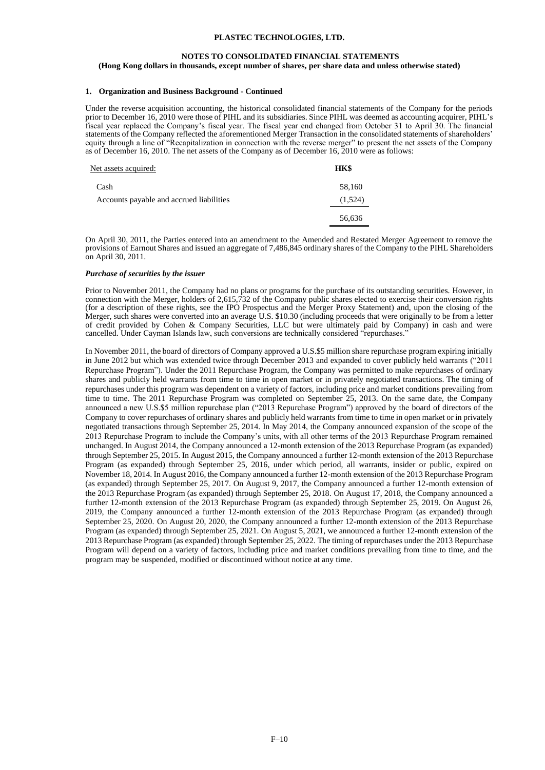### 1. Organization and Business Background - Continued

Under the reverse acquisition accounting, the historical consolidated financial statements of the Company for the periods prior to December 16, 2010 were those of PIHL and its subsidiaries. Since PIHL was deemed as accounting acquirer, PIHL's fiscal year replaced the Company's fiscal year. The fiscal year end changed from October 31 to April 30. The financial statements of the Company reflected the aforementioned Merger Transaction in the consolidated statements of shareholders' equity through a line of "Recapitalization in connection with the reverse merger" to present the net assets of the Company as of December 16, 2010. The net assets of the Company as of December 16, 2010 were as follows:

| Net assets acquired: | HK$ |
|---|---|
| Cash | 58,160 |
| Accounts payable and accrued liabilities | (1,524) |
| | 56,636 |

On April 30, 2011, the Parties entered into an amendment to the Amended and Restated Merger Agreement to remove the provisions of Earnout Shares and issued an aggregate of 7,486,845 ordinary shares of the Company to the PIHL Shareholders on April 30, 2011.

***Purchase of securities by the issuer***

Prior to November 2011, the Company had no plans or programs for the purchase of its outstanding securities. However, in connection with the Merger, holders of 2,615,732 of the Company public shares elected to exercise their conversion rights (for a description of these rights, see the IPO Prospectus and the Merger Proxy Statement) and, upon the closing of the Merger, such shares were converted into an average U.S. $10.30 (including proceeds that were originally to be from a letter of credit provided by Cohen & Company Securities, LLC but were ultimately paid by Company) in cash and were cancelled. Under Cayman Islands law, such conversions are technically considered "repurchases."

In November 2011, the board of directors of Company approved a U.S.$5 million share repurchase program expiring initially in June 2012 but which was extended twice through December 2013 and expanded to cover publicly held warrants ("2011 Repurchase Program"). Under the 2011 Repurchase Program, the Company was permitted to make repurchases of ordinary shares and publicly held warrants from time to time in open market or in privately negotiated transactions. The timing of repurchases under this program was dependent on a variety of factors, including price and market conditions prevailing from time to time. The 2011 Repurchase Program was completed on September 25, 2013. On the same date, the Company announced a new U.S.$5 million repurchase plan ("2013 Repurchase Program") approved by the board of directors of the Company to cover repurchases of ordinary shares and publicly held warrants from time to time in open market or in privately negotiated transactions through September 25, 2014. In May 2014, the Company announced expansion of the scope of the 2013 Repurchase Program to include the Company's units, with all other terms of the 2013 Repurchase Program remained unchanged. In August 2014, the Company announced a 12-month extension of the 2013 Repurchase Program (as expanded) through September 25, 2015. In August 2015, the Company announced a further 12-month extension of the 2013 Repurchase Program (as expanded) through September 25, 2016, under which period, all warrants, insider or public, expired on November 18, 2014. In August 2016, the Company announced a further 12-month extension of the 2013 Repurchase Program (as expanded) through September 25, 2017. On August 9, 2017, the Company announced a further 12-month extension of the 2013 Repurchase Program (as expanded) through September 25, 2018. On August 17, 2018, the Company announced a further 12-month extension of the 2013 Repurchase Program (as expanded) through September 25, 2019. On August 26, 2019, the Company announced a further 12-month extension of the 2013 Repurchase Program (as expanded) through September 25, 2020. On August 20, 2020, the Company announced a further 12-month extension of the 2013 Repurchase Program (as expanded) through September 25, 2021. On August 5, 2021, we announced a further 12-month extension of the 2013 Repurchase Program (as expanded) through September 25, 2022. The timing of repurchases under the 2013 Repurchase Program will depend on a variety of factors, including price and market conditions prevailing from time to time, and the program may be suspended, modified or discontinued without notice at any time.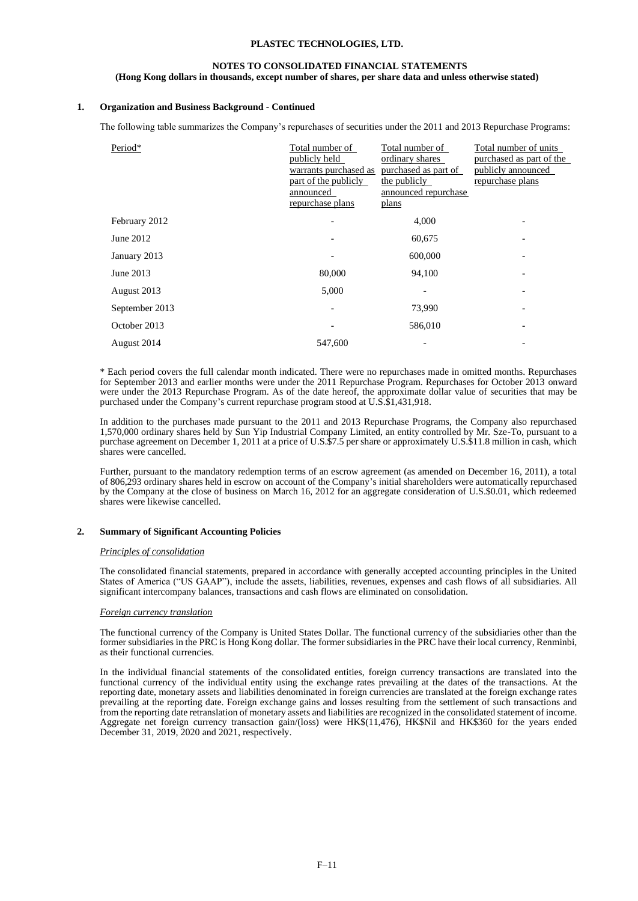**PLASTEC TECHNOLOGIES, LTD.**

**NOTES TO CONSOLIDATED FINANCIAL STATEMENTS**
**(Hong Kong dollars in thousands, except number of shares, per share data and unless otherwise stated)**

**1. Organization and Business Background - Continued**

The following table summarizes the Company's repurchases of securities under the 2011 and 2013 Repurchase Programs:

| Period* | Total number of publicly held warrants purchased as part of the publicly announced repurchase plans | Total number of ordinary shares purchased as part of the publicly announced repurchase plans | Total number of units purchased as part of the publicly announced repurchase plans |
|---|---|---|---|
| February 2012 | - | 4,000 | - |
| June 2012 | - | 60,675 | - |
| January 2013 | - | 600,000 | - |
| June 2013 | 80,000 | 94,100 | - |
| August 2013 | 5,000 | - | - |
| September 2013 | - | 73,990 | - |
| October 2013 | - | 586,010 | - |
| August 2014 | 547,600 | - | - |

\* Each period covers the full calendar month indicated. There were no repurchases made in omitted months. Repurchases for September 2013 and earlier months were under the 2011 Repurchase Program. Repurchases for October 2013 onward were under the 2013 Repurchase Program. As of the date hereof, the approximate dollar value of securities that may be purchased under the Company's current repurchase program stood at U.S.$1,431,918.

In addition to the purchases made pursuant to the 2011 and 2013 Repurchase Programs, the Company also repurchased 1,570,000 ordinary shares held by Sun Yip Industrial Company Limited, an entity controlled by Mr. Sze-To, pursuant to a purchase agreement on December 1, 2011 at a price of U.S.$7.5 per share or approximately U.S.$11.8 million in cash, which shares were cancelled.

Further, pursuant to the mandatory redemption terms of an escrow agreement (as amended on December 16, 2011), a total of 806,293 ordinary shares held in escrow on account of the Company's initial shareholders were automatically repurchased by the Company at the close of business on March 16, 2012 for an aggregate consideration of U.S.$0.01, which redeemed shares were likewise cancelled.

**2. Summary of Significant Accounting Policies**

*Principles of consolidation*

The consolidated financial statements, prepared in accordance with generally accepted accounting principles in the United States of America ("US GAAP"), include the assets, liabilities, revenues, expenses and cash flows of all subsidiaries. All significant intercompany balances, transactions and cash flows are eliminated on consolidation.

*Foreign currency translation*

The functional currency of the Company is United States Dollar. The functional currency of the subsidiaries other than the former subsidiaries in the PRC is Hong Kong dollar. The former subsidiaries in the PRC have their local currency, Renminbi, as their functional currencies.

In the individual financial statements of the consolidated entities, foreign currency transactions are translated into the functional currency of the individual entity using the exchange rates prevailing at the dates of the transactions. At the reporting date, monetary assets and liabilities denominated in foreign currencies are translated at the foreign exchange rates prevailing at the reporting date. Foreign exchange gains and losses resulting from the settlement of such transactions and from the reporting date retranslation of monetary assets and liabilities are recognized in the consolidated statement of income. Aggregate net foreign currency transaction gain/(loss) were HK$(11,476), HK$Nil and HK$360 for the years ended December 31, 2019, 2020 and 2021, respectively.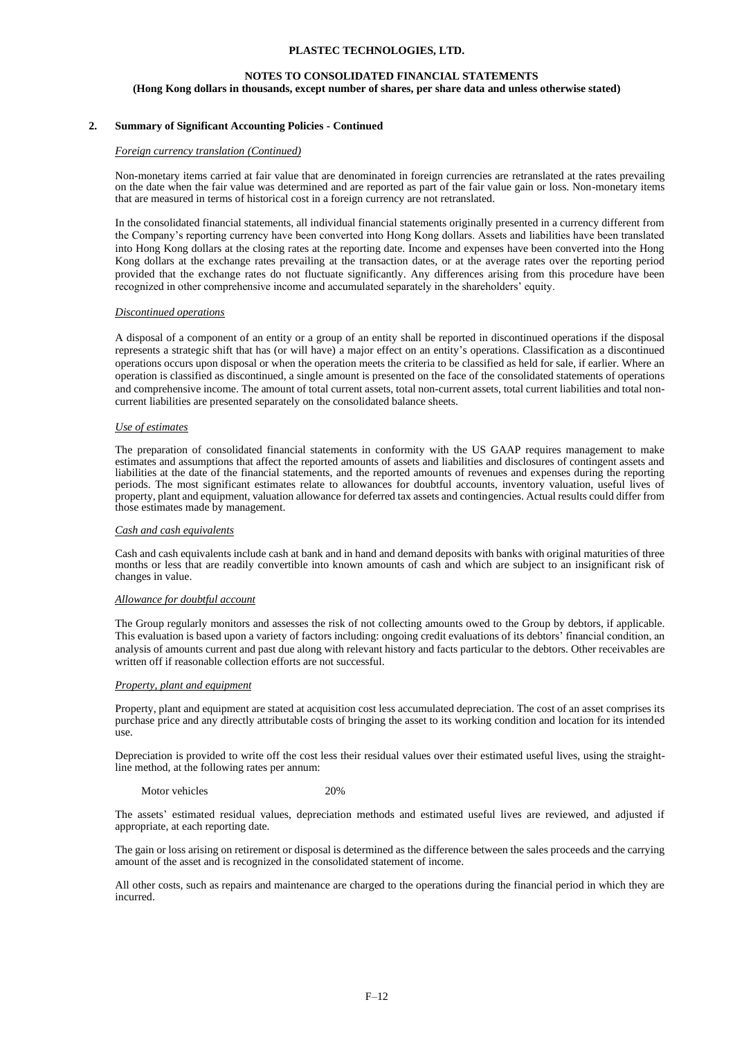## 2. Summary of Significant Accounting Policies - Continued

*Foreign currency translation (Continued)*

Non-monetary items carried at fair value that are denominated in foreign currencies are retranslated at the rates prevailing on the date when the fair value was determined and are reported as part of the fair value gain or loss. Non-monetary items that are measured in terms of historical cost in a foreign currency are not retranslated.

In the consolidated financial statements, all individual financial statements originally presented in a currency different from the Company's reporting currency have been converted into Hong Kong dollars. Assets and liabilities have been translated into Hong Kong dollars at the closing rates at the reporting date. Income and expenses have been converted into the Hong Kong dollars at the exchange rates prevailing at the transaction dates, or at the average rates over the reporting period provided that the exchange rates do not fluctuate significantly. Any differences arising from this procedure have been recognized in other comprehensive income and accumulated separately in the shareholders' equity.

*Discontinued operations*

A disposal of a component of an entity or a group of an entity shall be reported in discontinued operations if the disposal represents a strategic shift that has (or will have) a major effect on an entity's operations. Classification as a discontinued operations occurs upon disposal or when the operation meets the criteria to be classified as held for sale, if earlier. Where an operation is classified as discontinued, a single amount is presented on the face of the consolidated statements of operations and comprehensive income. The amount of total current assets, total non-current assets, total current liabilities and total non-current liabilities are presented separately on the consolidated balance sheets.

*Use of estimates*

The preparation of consolidated financial statements in conformity with the US GAAP requires management to make estimates and assumptions that affect the reported amounts of assets and liabilities and disclosures of contingent assets and liabilities at the date of the financial statements, and the reported amounts of revenues and expenses during the reporting periods. The most significant estimates relate to allowances for doubtful accounts, inventory valuation, useful lives of property, plant and equipment, valuation allowance for deferred tax assets and contingencies. Actual results could differ from those estimates made by management.

*Cash and cash equivalents*

Cash and cash equivalents include cash at bank and in hand and demand deposits with banks with original maturities of three months or less that are readily convertible into known amounts of cash and which are subject to an insignificant risk of changes in value.

*Allowance for doubtful account*

The Group regularly monitors and assesses the risk of not collecting amounts owed to the Group by debtors, if applicable. This evaluation is based upon a variety of factors including: ongoing credit evaluations of its debtors' financial condition, an analysis of amounts current and past due along with relevant history and facts particular to the debtors. Other receivables are written off if reasonable collection efforts are not successful.

*Property, plant and equipment*

Property, plant and equipment are stated at acquisition cost less accumulated depreciation. The cost of an asset comprises its purchase price and any directly attributable costs of bringing the asset to its working condition and location for its intended use.

Depreciation is provided to write off the cost less their residual values over their estimated useful lives, using the straight-line method, at the following rates per annum:

| | |
|---|---|
| Motor vehicles | 20% |

The assets' estimated residual values, depreciation methods and estimated useful lives are reviewed, and adjusted if appropriate, at each reporting date.

The gain or loss arising on retirement or disposal is determined as the difference between the sales proceeds and the carrying amount of the asset and is recognized in the consolidated statement of income.

All other costs, such as repairs and maintenance are charged to the operations during the financial period in which they are incurred.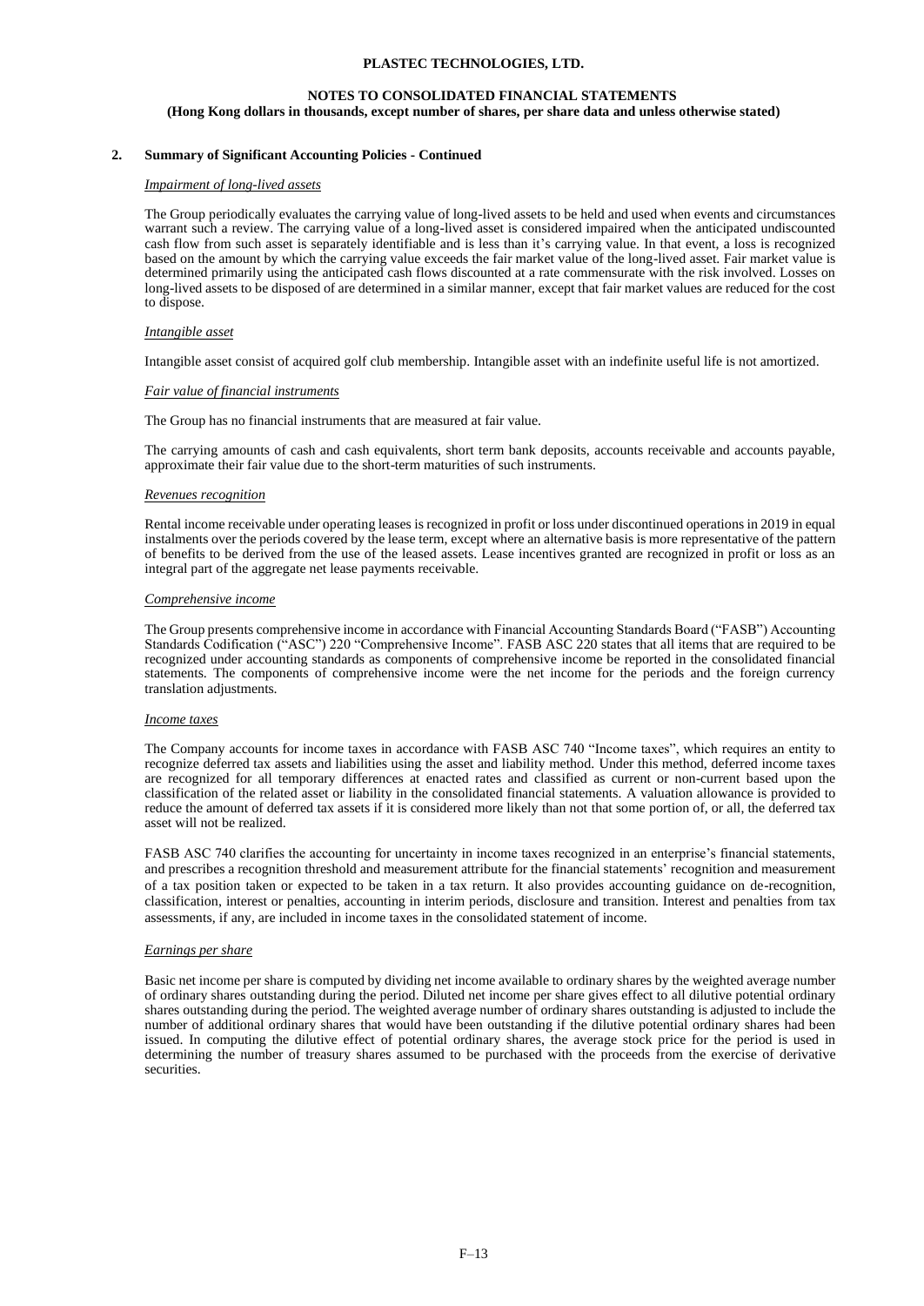## 2. Summary of Significant Accounting Policies - Continued

*Impairment of long-lived assets*

The Group periodically evaluates the carrying value of long-lived assets to be held and used when events and circumstances warrant such a review. The carrying value of a long-lived asset is considered impaired when the anticipated undiscounted cash flow from such asset is separately identifiable and is less than it's carrying value. In that event, a loss is recognized based on the amount by which the carrying value exceeds the fair market value of the long-lived asset. Fair market value is determined primarily using the anticipated cash flows discounted at a rate commensurate with the risk involved. Losses on long-lived assets to be disposed of are determined in a similar manner, except that fair market values are reduced for the cost to dispose.

*Intangible asset*

Intangible asset consist of acquired golf club membership. Intangible asset with an indefinite useful life is not amortized.

*Fair value of financial instruments*

The Group has no financial instruments that are measured at fair value.

The carrying amounts of cash and cash equivalents, short term bank deposits, accounts receivable and accounts payable, approximate their fair value due to the short-term maturities of such instruments.

*Revenues recognition*

Rental income receivable under operating leases is recognized in profit or loss under discontinued operations in 2019 in equal instalments over the periods covered by the lease term, except where an alternative basis is more representative of the pattern of benefits to be derived from the use of the leased assets. Lease incentives granted are recognized in profit or loss as an integral part of the aggregate net lease payments receivable.

*Comprehensive income*

The Group presents comprehensive income in accordance with Financial Accounting Standards Board ("FASB") Accounting Standards Codification ("ASC") 220 "Comprehensive Income". FASB ASC 220 states that all items that are required to be recognized under accounting standards as components of comprehensive income be reported in the consolidated financial statements. The components of comprehensive income were the net income for the periods and the foreign currency translation adjustments.

*Income taxes*

The Company accounts for income taxes in accordance with FASB ASC 740 "Income taxes", which requires an entity to recognize deferred tax assets and liabilities using the asset and liability method. Under this method, deferred income taxes are recognized for all temporary differences at enacted rates and classified as current or non-current based upon the classification of the related asset or liability in the consolidated financial statements. A valuation allowance is provided to reduce the amount of deferred tax assets if it is considered more likely than not that some portion of, or all, the deferred tax asset will not be realized.

FASB ASC 740 clarifies the accounting for uncertainty in income taxes recognized in an enterprise's financial statements, and prescribes a recognition threshold and measurement attribute for the financial statements' recognition and measurement of a tax position taken or expected to be taken in a tax return. It also provides accounting guidance on de-recognition, classification, interest or penalties, accounting in interim periods, disclosure and transition. Interest and penalties from tax assessments, if any, are included in income taxes in the consolidated statement of income.

*Earnings per share*

Basic net income per share is computed by dividing net income available to ordinary shares by the weighted average number of ordinary shares outstanding during the period. Diluted net income per share gives effect to all dilutive potential ordinary shares outstanding during the period. The weighted average number of ordinary shares outstanding is adjusted to include the number of additional ordinary shares that would have been outstanding if the dilutive potential ordinary shares had been issued. In computing the dilutive effect of potential ordinary shares, the average stock price for the period is used in determining the number of treasury shares assumed to be purchased with the proceeds from the exercise of derivative securities.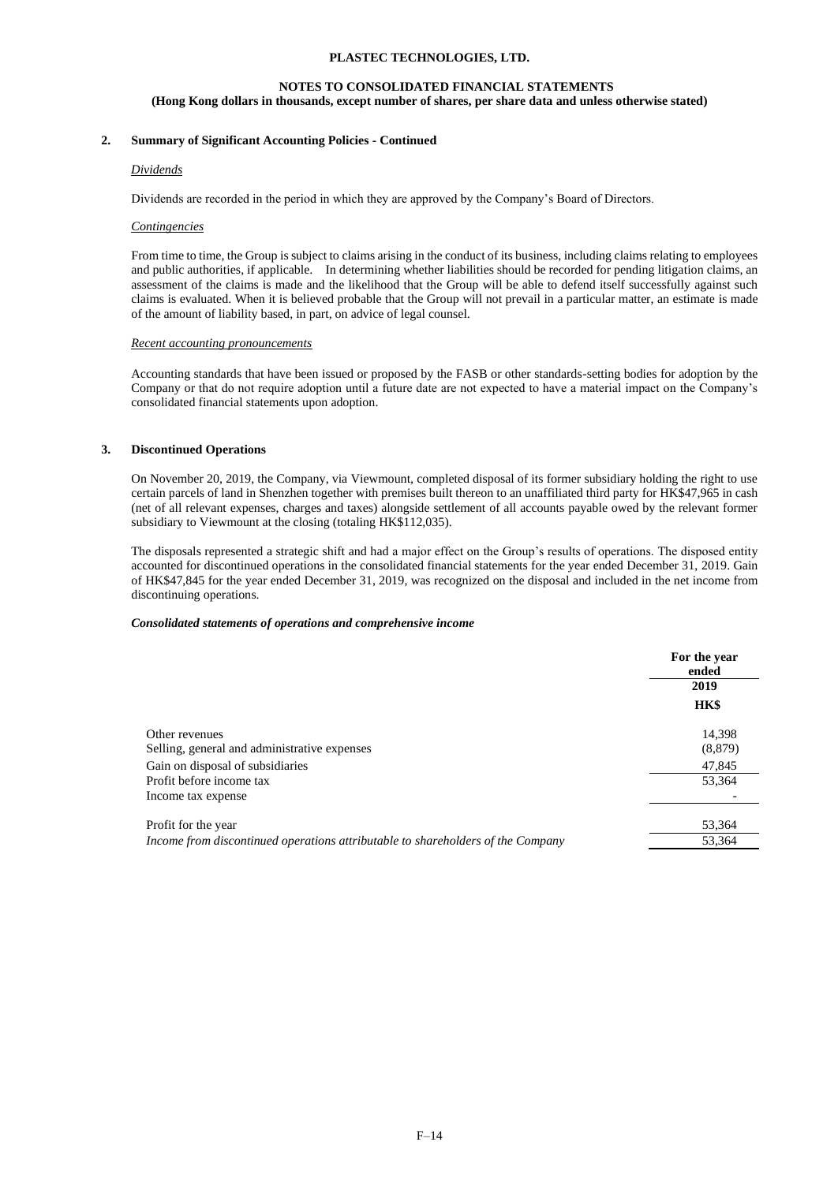**NOTES TO CONSOLIDATED FINANCIAL STATEMENTS**
**(Hong Kong dollars in thousands, except number of shares, per share data and unless otherwise stated)**

## 2. Summary of Significant Accounting Policies - Continued

*Dividends*

Dividends are recorded in the period in which they are approved by the Company's Board of Directors.

*Contingencies*

From time to time, the Group is subject to claims arising in the conduct of its business, including claims relating to employees and public authorities, if applicable. In determining whether liabilities should be recorded for pending litigation claims, an assessment of the claims is made and the likelihood that the Group will be able to defend itself successfully against such claims is evaluated. When it is believed probable that the Group will not prevail in a particular matter, an estimate is made of the amount of liability based, in part, on advice of legal counsel.

*Recent accounting pronouncements*

Accounting standards that have been issued or proposed by the FASB or other standards-setting bodies for adoption by the Company or that do not require adoption until a future date are not expected to have a material impact on the Company's consolidated financial statements upon adoption.

## 3. Discontinued Operations

On November 20, 2019, the Company, via Viewmount, completed disposal of its former subsidiary holding the right to use certain parcels of land in Shenzhen together with premises built thereon to an unaffiliated third party for HK$47,965 in cash (net of all relevant expenses, charges and taxes) alongside settlement of all accounts payable owed by the relevant former subsidiary to Viewmount at the closing (totaling HK$112,035).

The disposals represented a strategic shift and had a major effect on the Group's results of operations. The disposed entity accounted for discontinued operations in the consolidated financial statements for the year ended December 31, 2019. Gain of HK$47,845 for the year ended December 31, 2019, was recognized on the disposal and included in the net income from discontinuing operations.

***Consolidated statements of operations and comprehensive income***

| | For the year ended |
|---|---|
| | 2019 |
| | HK$ |
| Other revenues | 14,398 |
| Selling, general and administrative expenses | (8,879) |
| Gain on disposal of subsidiaries | 47,845 |
| Profit before income tax | 53,364 |
| Income tax expense | - |
| Profit for the year | 53,364 |
| *Income from discontinued operations attributable to shareholders of the Company* | 53,364 |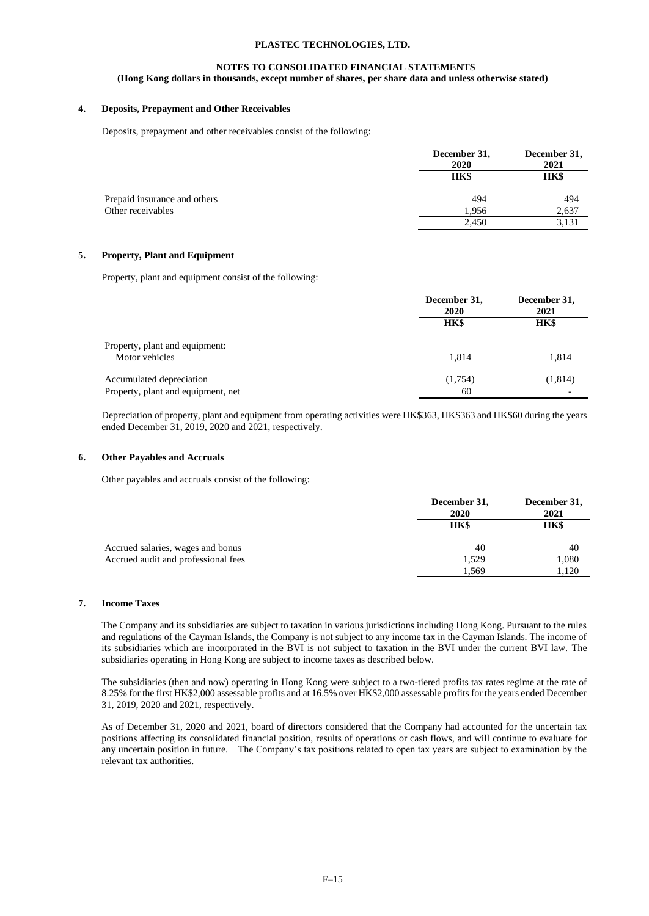## PLASTEC TECHNOLOGIES, LTD.

### NOTES TO CONSOLIDATED FINANCIAL STATEMENTS
**(Hong Kong dollars in thousands, except number of shares, per share data and unless otherwise stated)**

### 4. Deposits, Prepayment and Other Receivables

Deposits, prepayment and other receivables consist of the following:

| | December 31, 2020 | December 31, 2021 |
|---|---|---|
| | HK$ | HK$ |
| Prepaid insurance and others | 494 | 494 |
| Other receivables | 1,956 | 2,637 |
| | 2,450 | 3,131 |

### 5. Property, Plant and Equipment

Property, plant and equipment consist of the following:

| | December 31, 2020 | December 31, 2021 |
|---|---|---|
| | HK$ | HK$ |
| Property, plant and equipment: | | |
| Motor vehicles | 1,814 | 1,814 |
| Accumulated depreciation | (1,754) | (1,814) |
| Property, plant and equipment, net | 60 | - |

Depreciation of property, plant and equipment from operating activities were HK$363, HK$363 and HK$60 during the years ended December 31, 2019, 2020 and 2021, respectively.

### 6. Other Payables and Accruals

Other payables and accruals consist of the following:

| | December 31, 2020 | December 31, 2021 |
|---|---|---|
| | HK$ | HK$ |
| Accrued salaries, wages and bonus | 40 | 40 |
| Accrued audit and professional fees | 1,529 | 1,080 |
| | 1,569 | 1,120 |

### 7. Income Taxes

The Company and its subsidiaries are subject to taxation in various jurisdictions including Hong Kong. Pursuant to the rules and regulations of the Cayman Islands, the Company is not subject to any income tax in the Cayman Islands. The income of its subsidiaries which are incorporated in the BVI is not subject to taxation in the BVI under the current BVI law. The subsidiaries operating in Hong Kong are subject to income taxes as described below.

The subsidiaries (then and now) operating in Hong Kong were subject to a two-tiered profits tax rates regime at the rate of 8.25% for the first HK$2,000 assessable profits and at 16.5% over HK$2,000 assessable profits for the years ended December 31, 2019, 2020 and 2021, respectively.

As of December 31, 2020 and 2021, board of directors considered that the Company had accounted for the uncertain tax positions affecting its consolidated financial position, results of operations or cash flows, and will continue to evaluate for any uncertain position in future. The Company's tax positions related to open tax years are subject to examination by the relevant tax authorities.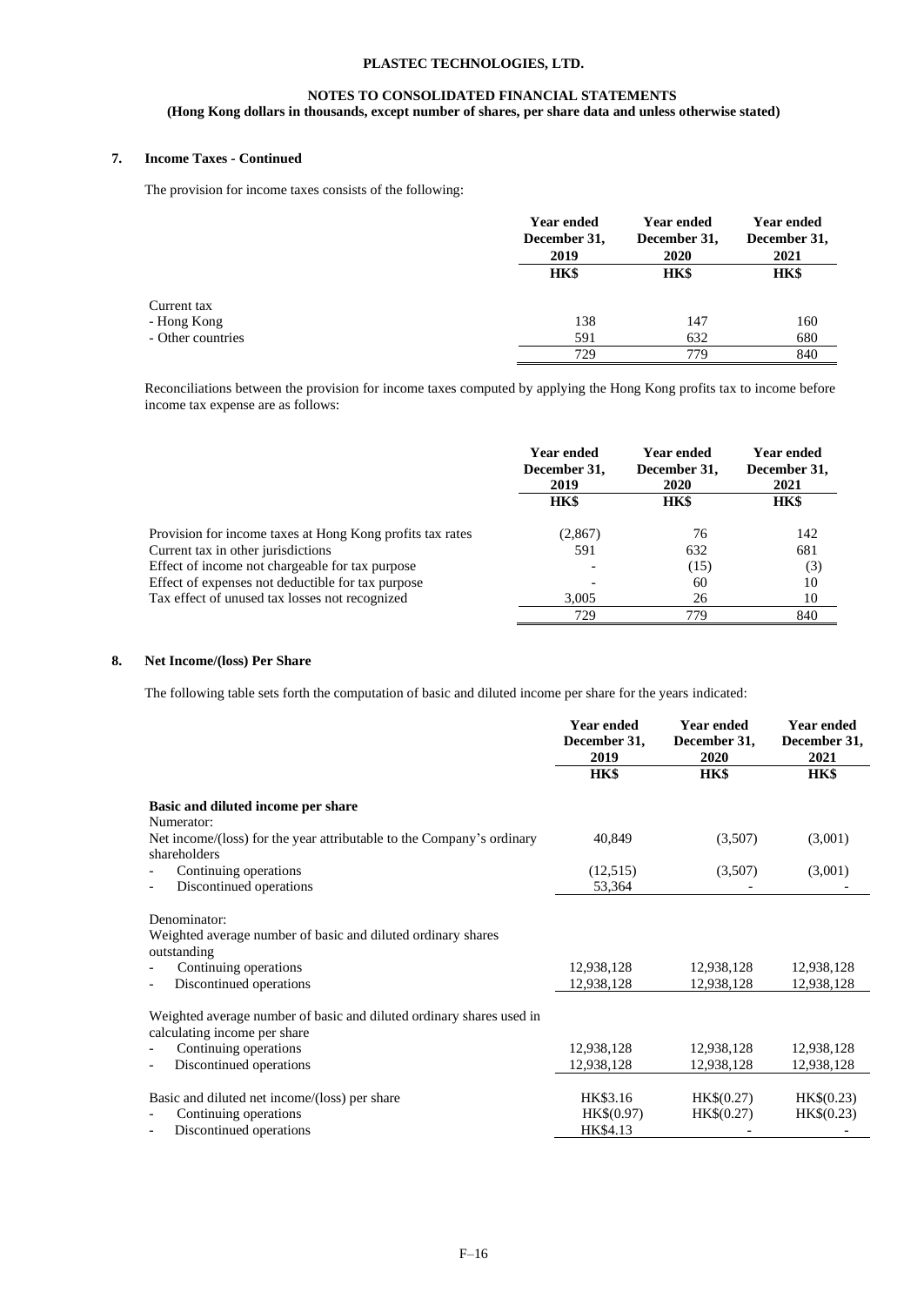**PLASTEC TECHNOLOGIES, LTD.**

**NOTES TO CONSOLIDATED FINANCIAL STATEMENTS**
**(Hong Kong dollars in thousands, except number of shares, per share data and unless otherwise stated)**

## 7. Income Taxes - Continued

The provision for income taxes consists of the following:

| | Year ended December 31, 2019 | Year ended December 31, 2020 | Year ended December 31, 2021 |
|---|---|---|---|
| | HK$ | HK$ | HK$ |
| Current tax | | | |
| - Hong Kong | 138 | 147 | 160 |
| - Other countries | 591 | 632 | 680 |
| | 729 | 779 | 840 |

Reconciliations between the provision for income taxes computed by applying the Hong Kong profits tax to income before income tax expense are as follows:

| | Year ended December 31, 2019 | Year ended December 31, 2020 | Year ended December 31, 2021 |
|---|---|---|---|
| | HK$ | HK$ | HK$ |
| Provision for income taxes at Hong Kong profits tax rates | (2,867) | 76 | 142 |
| Current tax in other jurisdictions | 591 | 632 | 681 |
| Effect of income not chargeable for tax purpose | - | (15) | (3) |
| Effect of expenses not deductible for tax purpose | - | 60 | 10 |
| Tax effect of unused tax losses not recognized | 3,005 | 26 | 10 |
| | 729 | 779 | 840 |

## 8. Net Income/(loss) Per Share

The following table sets forth the computation of basic and diluted income per share for the years indicated:

| | Year ended December 31, 2019 | Year ended December 31, 2020 | Year ended December 31, 2021 |
|---|---|---|---|
| | HK$ | HK$ | HK$ |
| **Basic and diluted income per share** | | | |
| Numerator: | | | |
| Net income/(loss) for the year attributable to the Company's ordinary shareholders | 40,849 | (3,507) | (3,001) |
| - Continuing operations | (12,515) | (3,507) | (3,001) |
| - Discontinued operations | 53,364 | - | - |
| Denominator: | | | |
| Weighted average number of basic and diluted ordinary shares outstanding | | | |
| - Continuing operations | 12,938,128 | 12,938,128 | 12,938,128 |
| - Discontinued operations | 12,938,128 | 12,938,128 | 12,938,128 |
| Weighted average number of basic and diluted ordinary shares used in calculating income per share | | | |
| - Continuing operations | 12,938,128 | 12,938,128 | 12,938,128 |
| - Discontinued operations | 12,938,128 | 12,938,128 | 12,938,128 |
| Basic and diluted net income/(loss) per share | HK$3.16 | HK$(0.27) | HK$(0.23) |
| - Continuing operations | HK$(0.97) | HK$(0.27) | HK$(0.23) |
| - Discontinued operations | HK$4.13 | - | - |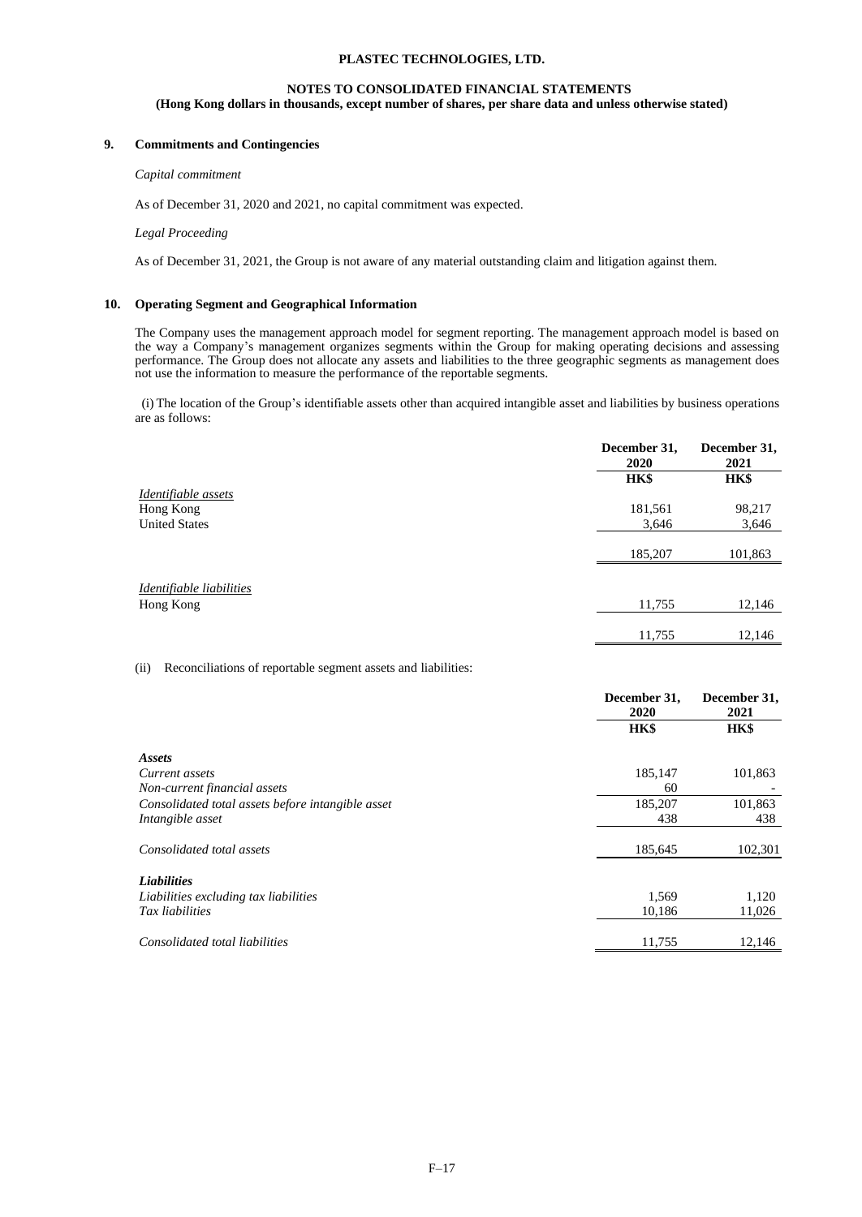## 9. Commitments and Contingencies

*Capital commitment*

As of December 31, 2020 and 2021, no capital commitment was expected.

*Legal Proceeding*

As of December 31, 2021, the Group is not aware of any material outstanding claim and litigation against them.

## 10. Operating Segment and Geographical Information

The Company uses the management approach model for segment reporting. The management approach model is based on the way a Company's management organizes segments within the Group for making operating decisions and assessing performance. The Group does not allocate any assets and liabilities to the three geographic segments as management does not use the information to measure the performance of the reportable segments.

(i) The location of the Group's identifiable assets other than acquired intangible asset and liabilities by business operations are as follows:

| | December 31, 2020 | December 31, 2021 |
|---|---|---|
| | HK$ | HK$ |
| *Identifiable assets* | | |
| Hong Kong | 181,561 | 98,217 |
| United States | 3,646 | 3,646 |
| | 185,207 | 101,863 |
| *Identifiable liabilities* | | |
| Hong Kong | 11,755 | 12,146 |
| | 11,755 | 12,146 |

(ii) Reconciliations of reportable segment assets and liabilities:

| | December 31, 2020 | December 31, 2021 |
|---|---|---|
| | HK$ | HK$ |
| ***Assets*** | | |
| *Current assets* | 185,147 | 101,863 |
| *Non-current financial assets* | 60 | - |
| *Consolidated total assets before intangible asset* | 185,207 | 101,863 |
| *Intangible asset* | 438 | 438 |
| *Consolidated total assets* | 185,645 | 102,301 |
| ***Liabilities*** | | |
| *Liabilities excluding tax liabilities* | 1,569 | 1,120 |
| *Tax liabilities* | 10,186 | 11,026 |
| *Consolidated total liabilities* | 11,755 | 12,146 |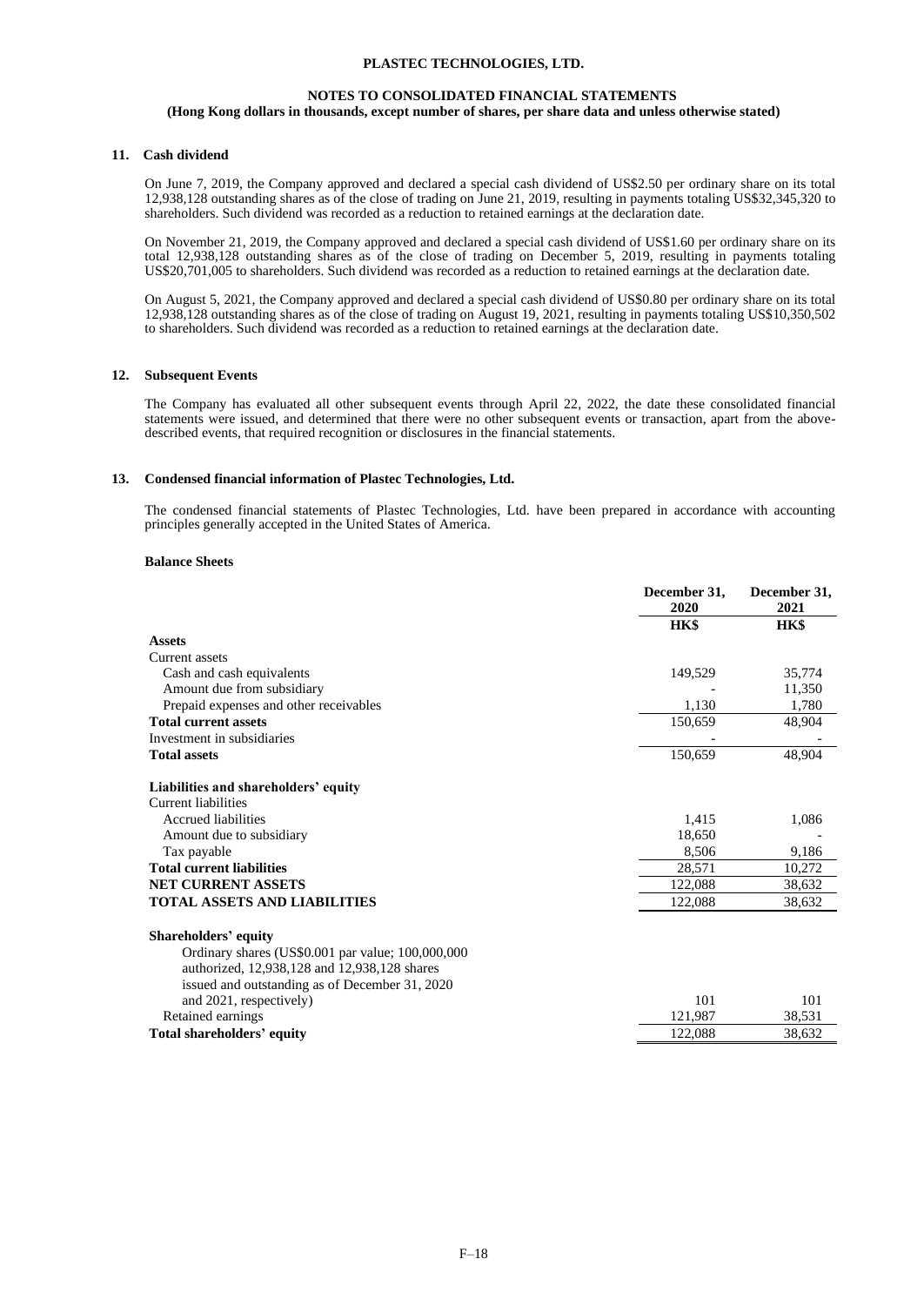**PLASTEC TECHNOLOGIES, LTD.**

**NOTES TO CONSOLIDATED FINANCIAL STATEMENTS**
**(Hong Kong dollars in thousands, except number of shares, per share data and unless otherwise stated)**

### 11. Cash dividend

On June 7, 2019, the Company approved and declared a special cash dividend of US$2.50 per ordinary share on its total 12,938,128 outstanding shares as of the close of trading on June 21, 2019, resulting in payments totaling US$32,345,320 to shareholders. Such dividend was recorded as a reduction to retained earnings at the declaration date.

On November 21, 2019, the Company approved and declared a special cash dividend of US$1.60 per ordinary share on its total 12,938,128 outstanding shares as of the close of trading on December 5, 2019, resulting in payments totaling US$20,701,005 to shareholders. Such dividend was recorded as a reduction to retained earnings at the declaration date.

On August 5, 2021, the Company approved and declared a special cash dividend of US$0.80 per ordinary share on its total 12,938,128 outstanding shares as of the close of trading on August 19, 2021, resulting in payments totaling US$10,350,502 to shareholders. Such dividend was recorded as a reduction to retained earnings at the declaration date.

### 12. Subsequent Events

The Company has evaluated all other subsequent events through April 22, 2022, the date these consolidated financial statements were issued, and determined that there were no other subsequent events or transaction, apart from the above-described events, that required recognition or disclosures in the financial statements.

### 13. Condensed financial information of Plastec Technologies, Ltd.

The condensed financial statements of Plastec Technologies, Ltd. have been prepared in accordance with accounting principles generally accepted in the United States of America.

**Balance Sheets**

| | December 31, 2020 | December 31, 2021 |
|---|---|---|
| | **HK$** | **HK$** |
| **Assets** | | |
| Current assets | | |
| Cash and cash equivalents | 149,529 | 35,774 |
| Amount due from subsidiary | - | 11,350 |
| Prepaid expenses and other receivables | 1,130 | 1,780 |
| **Total current assets** | 150,659 | 48,904 |
| Investment in subsidiaries | - | - |
| **Total assets** | 150,659 | 48,904 |
| | | |
| **Liabilities and shareholders' equity** | | |
| Current liabilities | | |
| Accrued liabilities | 1,415 | 1,086 |
| Amount due to subsidiary | 18,650 | - |
| Tax payable | 8,506 | 9,186 |
| **Total current liabilities** | 28,571 | 10,272 |
| **NET CURRENT ASSETS** | 122,088 | 38,632 |
| **TOTAL ASSETS AND LIABILITIES** | 122,088 | 38,632 |
| | | |
| **Shareholders' equity** | | |
| Ordinary shares (US$0.001 par value; 100,000,000 authorized, 12,938,128 and 12,938,128 shares issued and outstanding as of December 31, 2020 and 2021, respectively) | 101 | 101 |
| Retained earnings | 121,987 | 38,531 |
| **Total shareholders' equity** | 122,088 | 38,632 |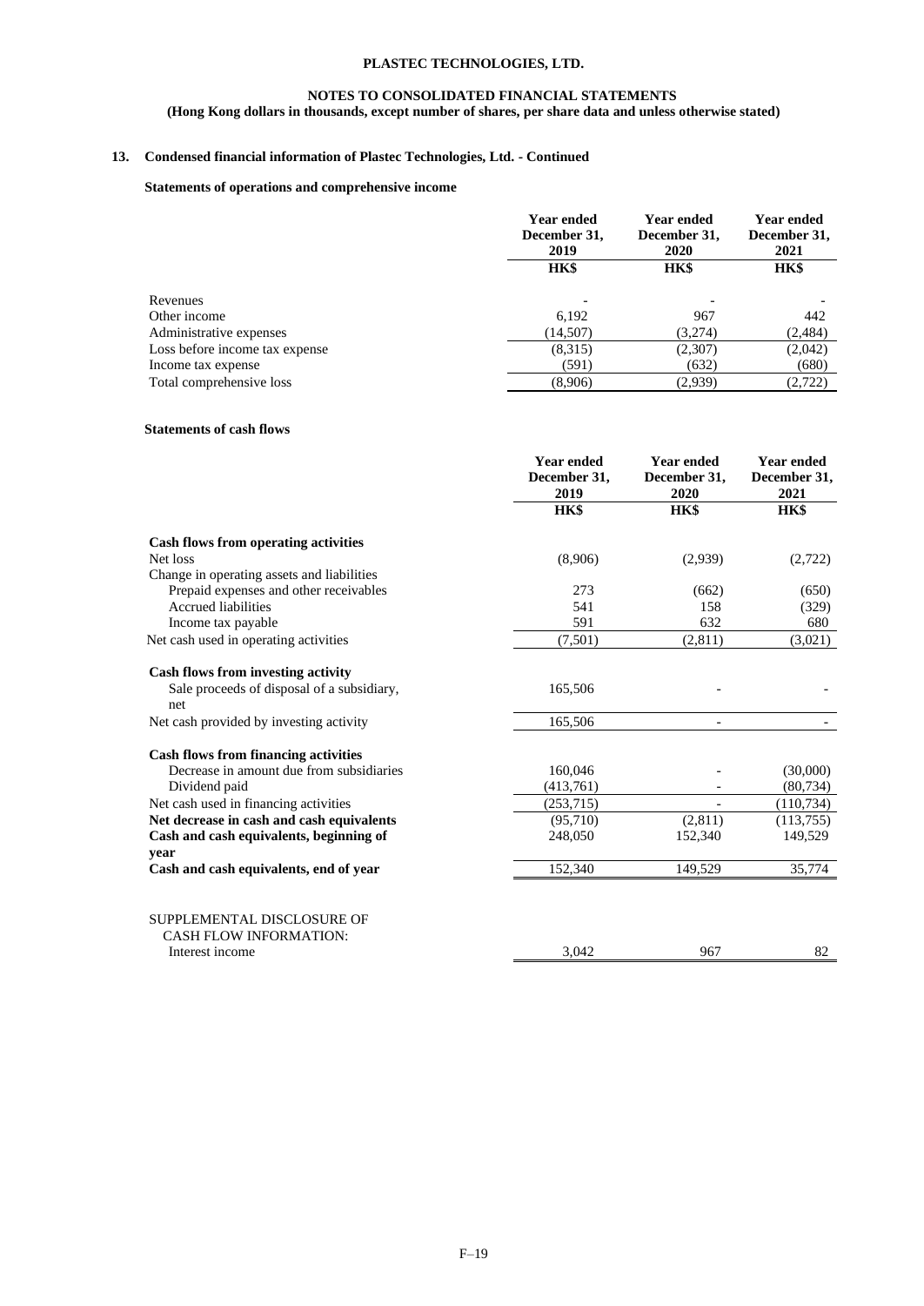**PLASTEC TECHNOLOGIES, LTD.**

**NOTES TO CONSOLIDATED FINANCIAL STATEMENTS**
**(Hong Kong dollars in thousands, except number of shares, per share data and unless otherwise stated)**

## 13. Condensed financial information of Plastec Technologies, Ltd. - Continued

### Statements of operations and comprehensive income

| | Year ended December 31, 2019 | Year ended December 31, 2020 | Year ended December 31, 2021 |
|---|---|---|---|
| | HK$ | HK$ | HK$ |
| Revenues | - | - | - |
| Other income | 6,192 | 967 | 442 |
| Administrative expenses | (14,507) | (3,274) | (2,484) |
| Loss before income tax expense | (8,315) | (2,307) | (2,042) |
| Income tax expense | (591) | (632) | (680) |
| Total comprehensive loss | (8,906) | (2,939) | (2,722) |

### Statements of cash flows

| | Year ended December 31, 2019 | Year ended December 31, 2020 | Year ended December 31, 2021 |
|---|---|---|---|
| | HK$ | HK$ | HK$ |
| **Cash flows from operating activities** | | | |
| Net loss | (8,906) | (2,939) | (2,722) |
| Change in operating assets and liabilities | | | |
| Prepaid expenses and other receivables | 273 | (662) | (650) |
| Accrued liabilities | 541 | 158 | (329) |
| Income tax payable | 591 | 632 | 680 |
| Net cash used in operating activities | (7,501) | (2,811) | (3,021) |
| **Cash flows from investing activity** | | | |
| Sale proceeds of disposal of a subsidiary, net | 165,506 | - | - |
| Net cash provided by investing activity | 165,506 | - | - |
| **Cash flows from financing activities** | | | |
| Decrease in amount due from subsidiaries | 160,046 | - | (30,000) |
| Dividend paid | (413,761) | - | (80,734) |
| Net cash used in financing activities | (253,715) | - | (110,734) |
| **Net decrease in cash and cash equivalents** | (95,710) | (2,811) | (113,755) |
| **Cash and cash equivalents, beginning of year** | 248,050 | 152,340 | 149,529 |
| **Cash and cash equivalents, end of year** | 152,340 | 149,529 | 35,774 |
| SUPPLEMENTAL DISCLOSURE OF CASH FLOW INFORMATION: | | | |
| Interest income | 3,042 | 967 | 82 |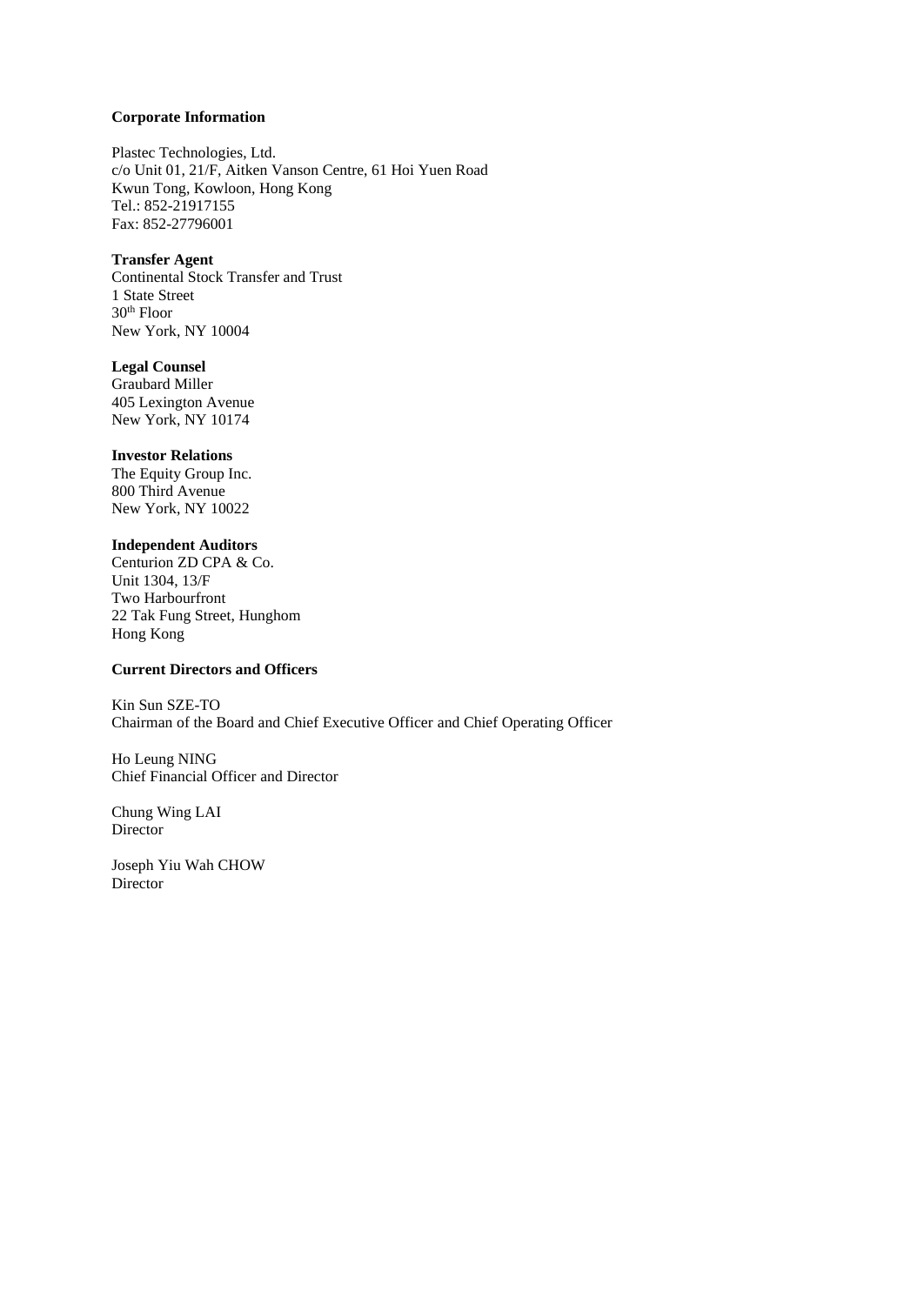**Corporate Information**

Plastec Technologies, Ltd.
c/o Unit 01, 21/F, Aitken Vanson Centre, 61 Hoi Yuen Road
Kwun Tong, Kowloon, Hong Kong
Tel.: 852-21917155
Fax: 852-27796001

**Transfer Agent**
Continental Stock Transfer and Trust
1 State Street
30th Floor
New York, NY 10004

**Legal Counsel**
Graubard Miller
405 Lexington Avenue
New York, NY 10174

**Investor Relations**
The Equity Group Inc.
800 Third Avenue
New York, NY 10022

**Independent Auditors**
Centurion ZD CPA & Co.
Unit 1304, 13/F
Two Harbourfront
22 Tak Fung Street, Hunghom
Hong Kong

**Current Directors and Officers**

Kin Sun SZE-TO
Chairman of the Board and Chief Executive Officer and Chief Operating Officer

Ho Leung NING
Chief Financial Officer and Director

Chung Wing LAI
Director

Joseph Yiu Wah CHOW
Director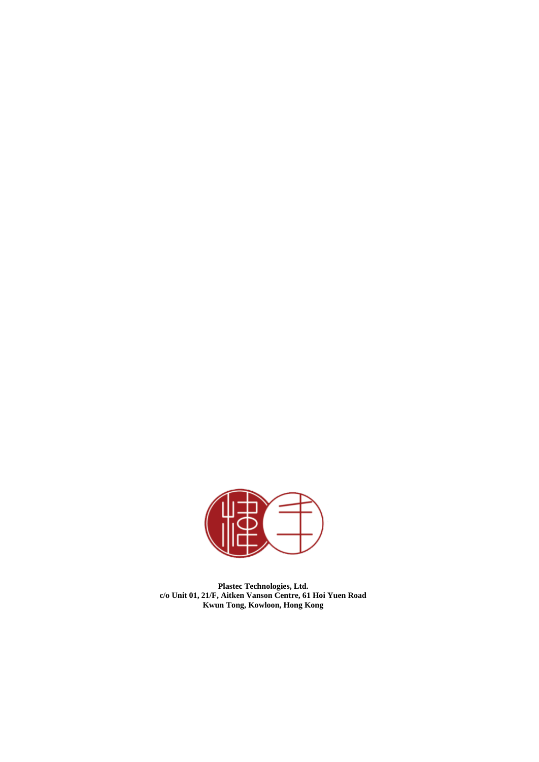**Plastec Technologies, Ltd.**
**c/o Unit 01, 21/F, Aitken Vanson Centre, 61 Hoi Yuen Road**
**Kwun Tong, Kowloon, Hong Kong**